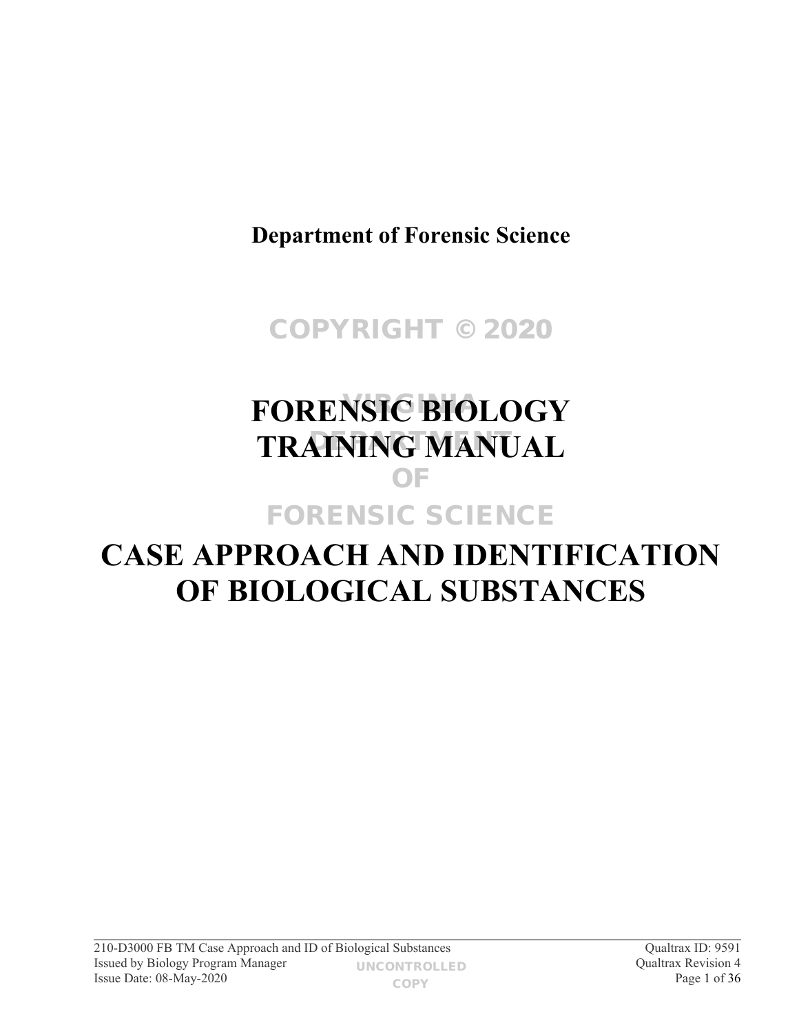**Department of Forensic Science**

# FORENSIC BIOLOGY TRAINING MANUAL

# CASE APPROACH AND IDENTIFICATION OF BIOLOGICAL SUBSTANCES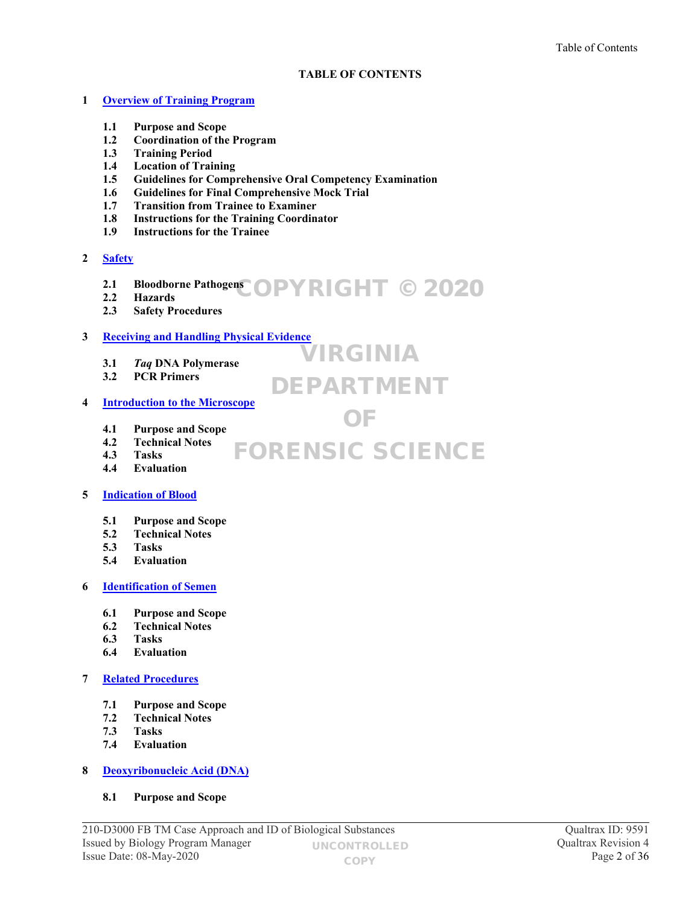# TABLE OF CONTENTS

**1 Overview of Training Program**

- **1.1 Purpose and Scope**
- **1.2 Coordination of the Program**
- **1.3 Training Period**
- **1.4 Location of Training**
- **1.5 Guidelines for Comprehensive Oral Competency Examination**
- **1.6 Guidelines for Final Comprehensive Mock Trial**
- **1.7 Transition from Trainee to Examiner**
- **1.8 Instructions for the Training Coordinator**
- **1.9 Instructions for the Trainee**

**2 Safety**

- **2.1 Bloodborne Pathogens**
- **2.2 Hazards**
- **2.3 Safety Procedures**

**3 Receiving and Handling Physical Evidence**

- **3.1 *Taq* DNA Polymerase**
- **3.2 PCR Primers**

**4 Introduction to the Microscope**

- **4.1 Purpose and Scope**
- **4.2 Technical Notes**
- **4.3 Tasks**
- **4.4 Evaluation**

**5 Indication of Blood**

- **5.1 Purpose and Scope**
- **5.2 Technical Notes**
- **5.3 Tasks**
- **5.4 Evaluation**

**6 Identification of Semen**

- **6.1 Purpose and Scope**
- **6.2 Technical Notes**
- **6.3 Tasks**
- **6.4 Evaluation**

**7 Related Procedures**

- **7.1 Purpose and Scope**
- **7.2 Technical Notes**
- **7.3 Tasks**
- **7.4 Evaluation**

**8 Deoxyribonucleic Acid (DNA)**

- **8.1 Purpose and Scope**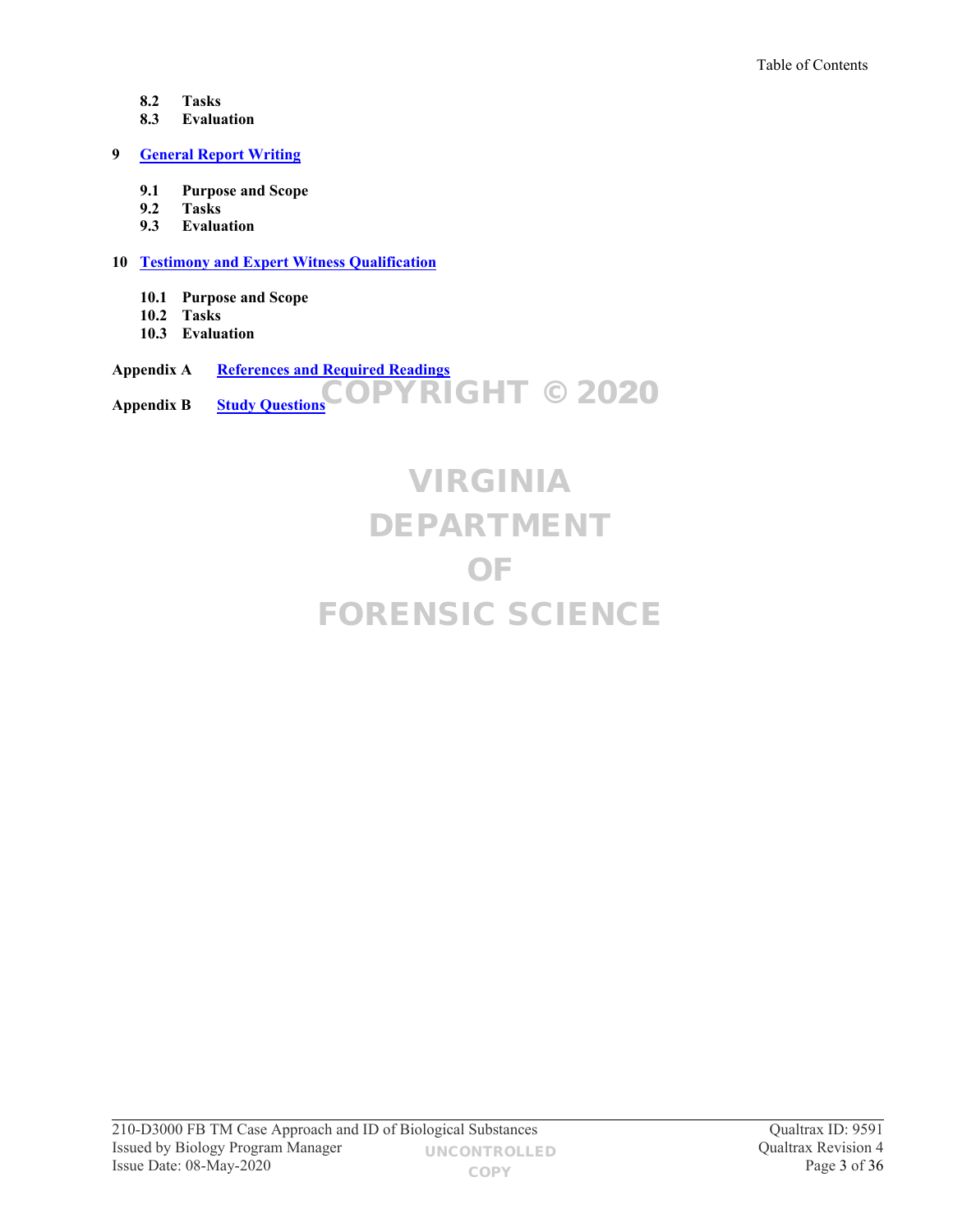**8.2 Tasks**
**8.3 Evaluation**

**9 General Report Writing**

**9.1 Purpose and Scope**
**9.2 Tasks**
**9.3 Evaluation**

**10 Testimony and Expert Witness Qualification**

**10.1 Purpose and Scope**
**10.2 Tasks**
**10.3 Evaluation**

**Appendix A References and Required Readings**

**Appendix B Study Questions**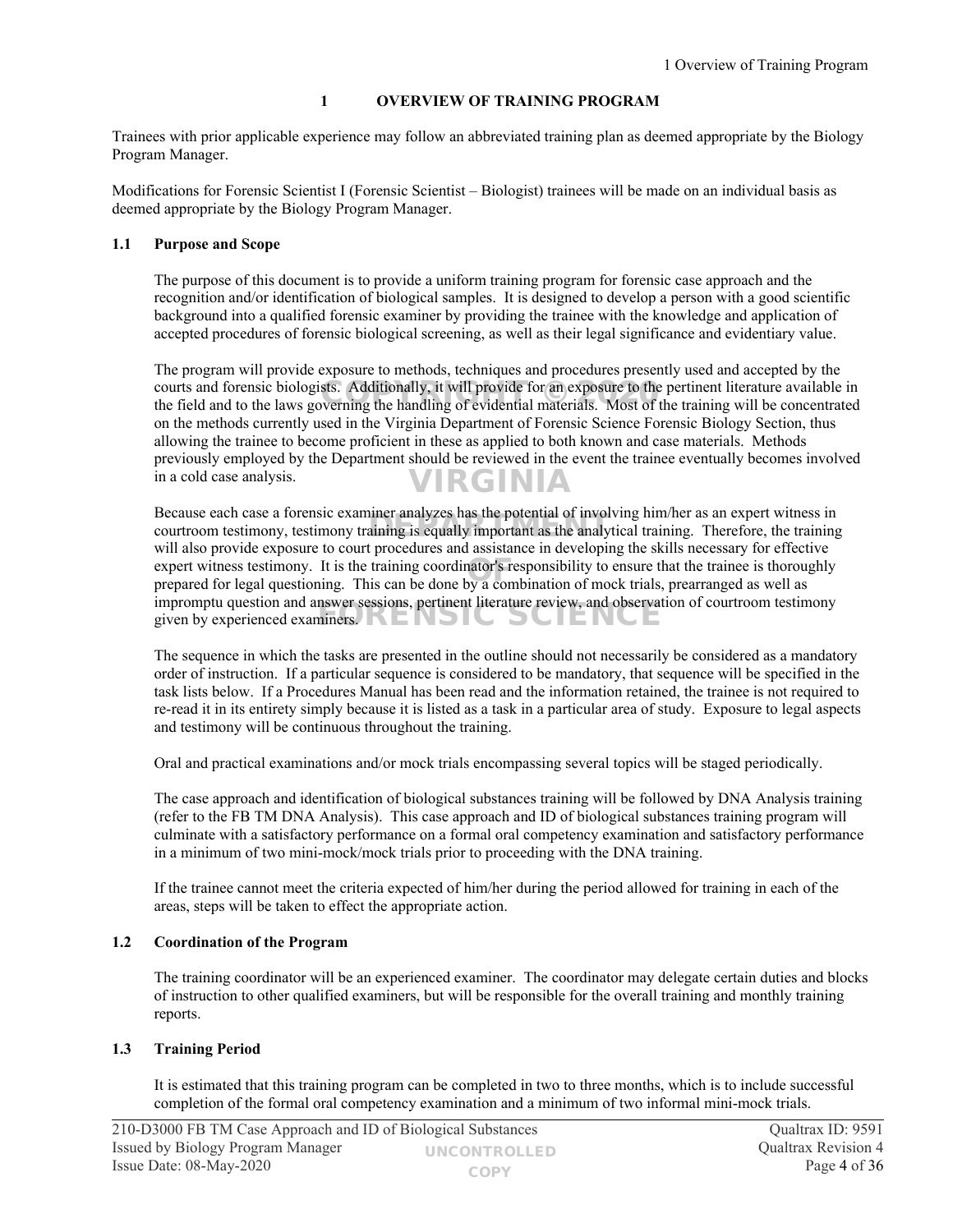# 1 OVERVIEW OF TRAINING PROGRAM

Trainees with prior applicable experience may follow an abbreviated training plan as deemed appropriate by the Biology Program Manager.

Modifications for Forensic Scientist I (Forensic Scientist – Biologist) trainees will be made on an individual basis as deemed appropriate by the Biology Program Manager.

## 1.1 Purpose and Scope

The purpose of this document is to provide a uniform training program for forensic case approach and the recognition and/or identification of biological samples. It is designed to develop a person with a good scientific background into a qualified forensic examiner by providing the trainee with the knowledge and application of accepted procedures of forensic biological screening, as well as their legal significance and evidentiary value.

The program will provide exposure to methods, techniques and procedures presently used and accepted by the courts and forensic biologists. Additionally, it will provide for an exposure to the pertinent literature available in the field and to the laws governing the handling of evidential materials. Most of the training will be concentrated on the methods currently used in the Virginia Department of Forensic Science Forensic Biology Section, thus allowing the trainee to become proficient in these as applied to both known and case materials. Methods previously employed by the Department should be reviewed in the event the trainee eventually becomes involved in a cold case analysis.

Because each case a forensic examiner analyzes has the potential of involving him/her as an expert witness in courtroom testimony, testimony training is equally important as the analytical training. Therefore, the training will also provide exposure to court procedures and assistance in developing the skills necessary for effective expert witness testimony. It is the training coordinator's responsibility to ensure that the trainee is thoroughly prepared for legal questioning. This can be done by a combination of mock trials, prearranged as well as impromptu question and answer sessions, pertinent literature review, and observation of courtroom testimony given by experienced examiners.

The sequence in which the tasks are presented in the outline should not necessarily be considered as a mandatory order of instruction. If a particular sequence is considered to be mandatory, that sequence will be specified in the task lists below. If a Procedures Manual has been read and the information retained, the trainee is not required to re-read it in its entirety simply because it is listed as a task in a particular area of study. Exposure to legal aspects and testimony will be continuous throughout the training.

Oral and practical examinations and/or mock trials encompassing several topics will be staged periodically.

The case approach and identification of biological substances training will be followed by DNA Analysis training (refer to the FB TM DNA Analysis). This case approach and ID of biological substances training program will culminate with a satisfactory performance on a formal oral competency examination and satisfactory performance in a minimum of two mini-mock/mock trials prior to proceeding with the DNA training.

If the trainee cannot meet the criteria expected of him/her during the period allowed for training in each of the areas, steps will be taken to effect the appropriate action.

## 1.2 Coordination of the Program

The training coordinator will be an experienced examiner. The coordinator may delegate certain duties and blocks of instruction to other qualified examiners, but will be responsible for the overall training and monthly training reports.

## 1.3 Training Period

It is estimated that this training program can be completed in two to three months, which is to include successful completion of the formal oral competency examination and a minimum of two informal mini-mock trials.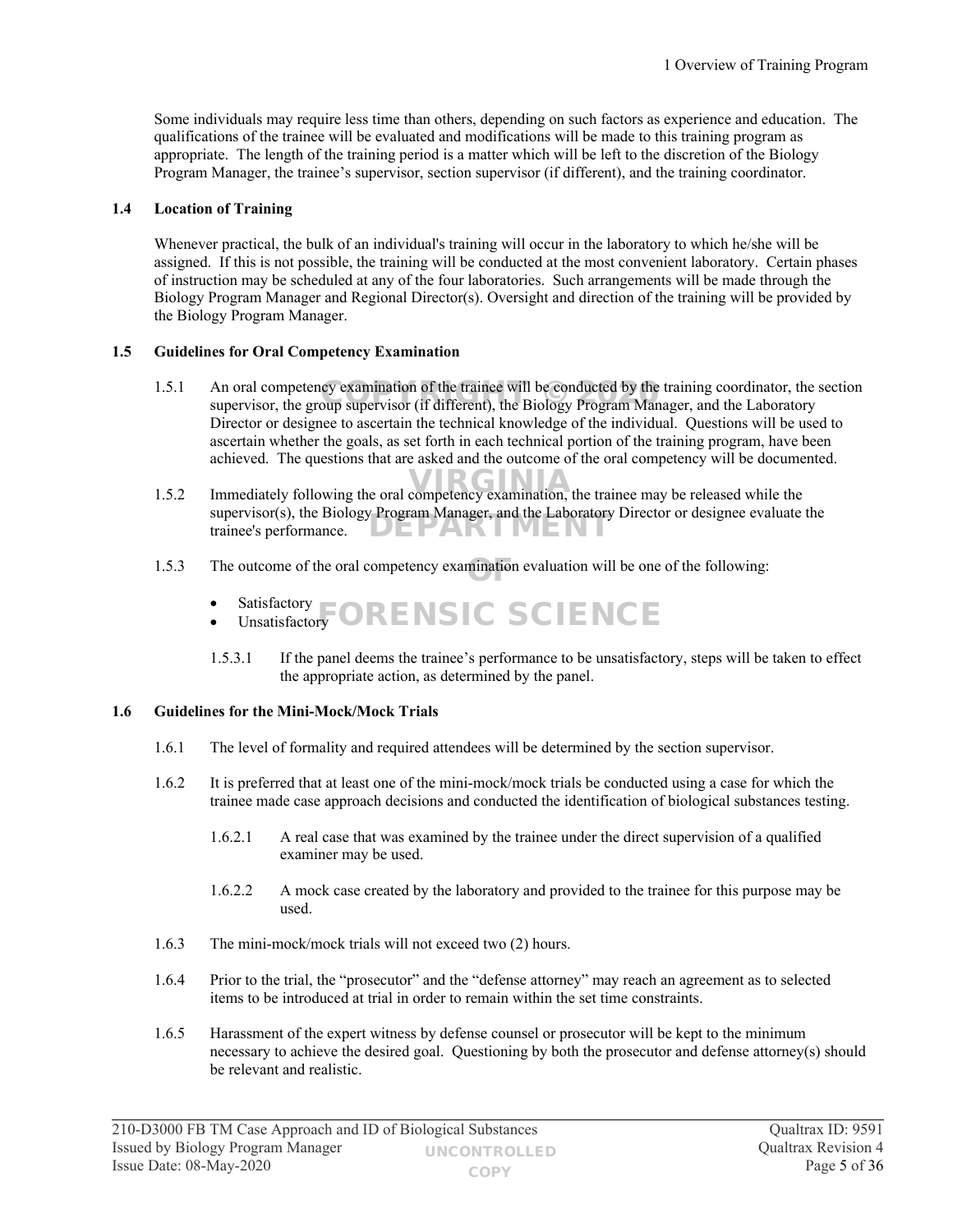Some individuals may require less time than others, depending on such factors as experience and education. The qualifications of the trainee will be evaluated and modifications will be made to this training program as appropriate. The length of the training period is a matter which will be left to the discretion of the Biology Program Manager, the trainee's supervisor, section supervisor (if different), and the training coordinator.

### 1.4 Location of Training

Whenever practical, the bulk of an individual's training will occur in the laboratory to which he/she will be assigned. If this is not possible, the training will be conducted at the most convenient laboratory. Certain phases of instruction may be scheduled at any of the four laboratories. Such arrangements will be made through the Biology Program Manager and Regional Director(s). Oversight and direction of the training will be provided by the Biology Program Manager.

### 1.5 Guidelines for Oral Competency Examination

1.5.1 An oral competency examination of the trainee will be conducted by the training coordinator, the section supervisor, the group supervisor (if different), the Biology Program Manager, and the Laboratory Director or designee to ascertain the technical knowledge of the individual. Questions will be used to ascertain whether the goals, as set forth in each technical portion of the training program, have been achieved. The questions that are asked and the outcome of the oral competency will be documented.

1.5.2 Immediately following the oral competency examination, the trainee may be released while the supervisor(s), the Biology Program Manager, and the Laboratory Director or designee evaluate the trainee's performance.

1.5.3 The outcome of the oral competency examination evaluation will be one of the following:

- Satisfactory
- Unsatisfactory

1.5.3.1 If the panel deems the trainee's performance to be unsatisfactory, steps will be taken to effect the appropriate action, as determined by the panel.

### 1.6 Guidelines for the Mini-Mock/Mock Trials

1.6.1 The level of formality and required attendees will be determined by the section supervisor.

1.6.2 It is preferred that at least one of the mini-mock/mock trials be conducted using a case for which the trainee made case approach decisions and conducted the identification of biological substances testing.

1.6.2.1 A real case that was examined by the trainee under the direct supervision of a qualified examiner may be used.

1.6.2.2 A mock case created by the laboratory and provided to the trainee for this purpose may be used.

1.6.3 The mini-mock/mock trials will not exceed two (2) hours.

1.6.4 Prior to the trial, the "prosecutor" and the "defense attorney" may reach an agreement as to selected items to be introduced at trial in order to remain within the set time constraints.

1.6.5 Harassment of the expert witness by defense counsel or prosecutor will be kept to the minimum necessary to achieve the desired goal. Questioning by both the prosecutor and defense attorney(s) should be relevant and realistic.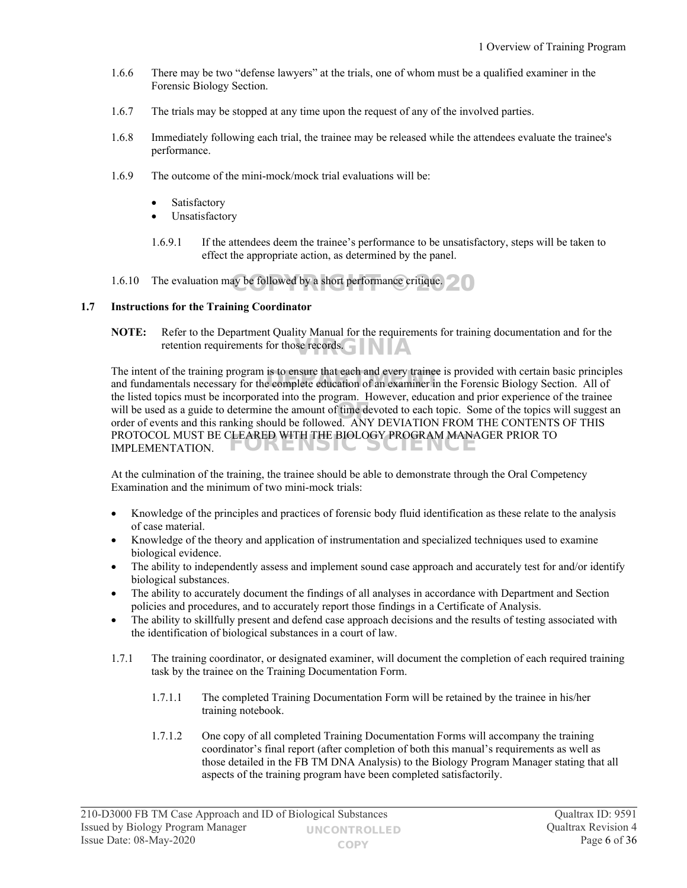1.6.6 There may be two "defense lawyers" at the trials, one of whom must be a qualified examiner in the Forensic Biology Section.

1.6.7 The trials may be stopped at any time upon the request of any of the involved parties.

1.6.8 Immediately following each trial, the trainee may be released while the attendees evaluate the trainee's performance.

1.6.9 The outcome of the mini-mock/mock trial evaluations will be:

- Satisfactory
- Unsatisfactory

1.6.9.1 If the attendees deem the trainee's performance to be unsatisfactory, steps will be taken to effect the appropriate action, as determined by the panel.

1.6.10 The evaluation may be followed by a short performance critique.

## 1.7 Instructions for the Training Coordinator

**NOTE:** Refer to the Department Quality Manual for the requirements for training documentation and for the retention requirements for those records.

The intent of the training program is to ensure that each and every trainee is provided with certain basic principles and fundamentals necessary for the complete education of an examiner in the Forensic Biology Section. All of the listed topics must be incorporated into the program. However, education and prior experience of the trainee will be used as a guide to determine the amount of time devoted to each topic. Some of the topics will suggest an order of events and this ranking should be followed. ANY DEVIATION FROM THE CONTENTS OF THIS PROTOCOL MUST BE CLEARED WITH THE BIOLOGY PROGRAM MANAGER PRIOR TO IMPLEMENTATION.

At the culmination of the training, the trainee should be able to demonstrate through the Oral Competency Examination and the minimum of two mini-mock trials:

- Knowledge of the principles and practices of forensic body fluid identification as these relate to the analysis of case material.
- Knowledge of the theory and application of instrumentation and specialized techniques used to examine biological evidence.
- The ability to independently assess and implement sound case approach and accurately test for and/or identify biological substances.
- The ability to accurately document the findings of all analyses in accordance with Department and Section policies and procedures, and to accurately report those findings in a Certificate of Analysis.
- The ability to skillfully present and defend case approach decisions and the results of testing associated with the identification of biological substances in a court of law.

1.7.1 The training coordinator, or designated examiner, will document the completion of each required training task by the trainee on the Training Documentation Form.

1.7.1.1 The completed Training Documentation Form will be retained by the trainee in his/her training notebook.

1.7.1.2 One copy of all completed Training Documentation Forms will accompany the training coordinator's final report (after completion of both this manual's requirements as well as those detailed in the FB TM DNA Analysis) to the Biology Program Manager stating that all aspects of the training program have been completed satisfactorily.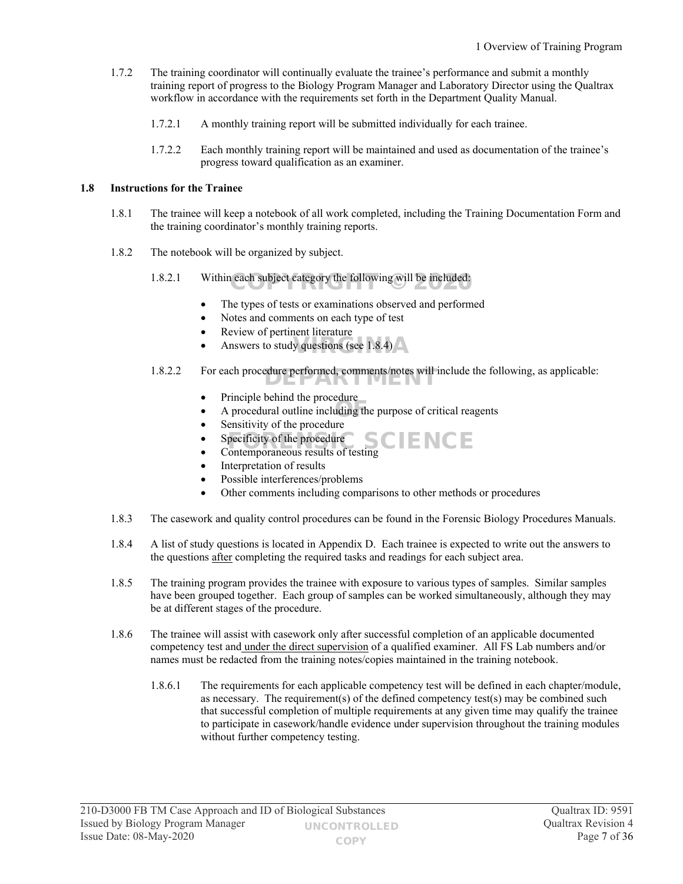1.7.2 The training coordinator will continually evaluate the trainee's performance and submit a monthly training report of progress to the Biology Program Manager and Laboratory Director using the Qualtrax workflow in accordance with the requirements set forth in the Department Quality Manual.

1.7.2.1 A monthly training report will be submitted individually for each trainee.

1.7.2.2 Each monthly training report will be maintained and used as documentation of the trainee's progress toward qualification as an examiner.

## 1.8 Instructions for the Trainee

1.8.1 The trainee will keep a notebook of all work completed, including the Training Documentation Form and the training coordinator's monthly training reports.

1.8.2 The notebook will be organized by subject.

1.8.2.1 Within each subject category the following will be included:

- The types of tests or examinations observed and performed
- Notes and comments on each type of test
- Review of pertinent literature
- Answers to study questions (see 1.8.4)

1.8.2.2 For each procedure performed, comments/notes will include the following, as applicable:

- Principle behind the procedure
- A procedural outline including the purpose of critical reagents
- Sensitivity of the procedure
- Specificity of the procedure
- Contemporaneous results of testing
- Interpretation of results
- Possible interferences/problems
- Other comments including comparisons to other methods or procedures

1.8.3 The casework and quality control procedures can be found in the Forensic Biology Procedures Manuals.

1.8.4 A list of study questions is located in Appendix D. Each trainee is expected to write out the answers to the questions after completing the required tasks and readings for each subject area.

1.8.5 The training program provides the trainee with exposure to various types of samples. Similar samples have been grouped together. Each group of samples can be worked simultaneously, although they may be at different stages of the procedure.

1.8.6 The trainee will assist with casework only after successful completion of an applicable documented competency test and under the direct supervision of a qualified examiner. All FS Lab numbers and/or names must be redacted from the training notes/copies maintained in the training notebook.

1.8.6.1 The requirements for each applicable competency test will be defined in each chapter/module, as necessary. The requirement(s) of the defined competency test(s) may be combined such that successful completion of multiple requirements at any given time may qualify the trainee to participate in casework/handle evidence under supervision throughout the training modules without further competency testing.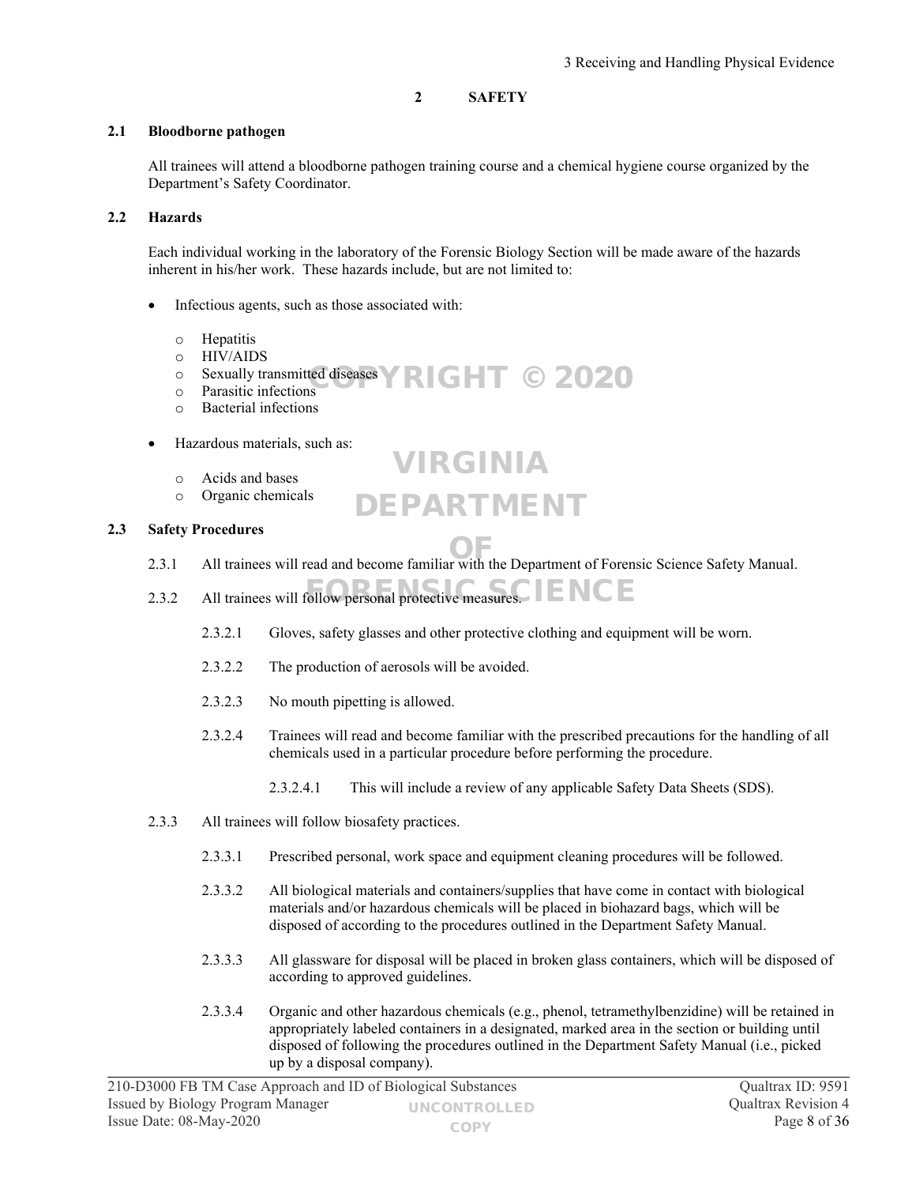# 2 SAFETY

## 2.1 Bloodborne pathogen

All trainees will attend a bloodborne pathogen training course and a chemical hygiene course organized by the Department's Safety Coordinator.

## 2.2 Hazards

Each individual working in the laboratory of the Forensic Biology Section will be made aware of the hazards inherent in his/her work. These hazards include, but are not limited to:

- Infectious agents, such as those associated with:
  - Hepatitis
  - HIV/AIDS
  - Sexually transmitted diseases
  - Parasitic infections
  - Bacterial infections
- Hazardous materials, such as:
  - Acids and bases
  - Organic chemicals

## 2.3 Safety Procedures

2.3.1 All trainees will read and become familiar with the Department of Forensic Science Safety Manual.

2.3.2 All trainees will follow personal protective measures.

2.3.2.1 Gloves, safety glasses and other protective clothing and equipment will be worn.

2.3.2.2 The production of aerosols will be avoided.

2.3.2.3 No mouth pipetting is allowed.

2.3.2.4 Trainees will read and become familiar with the prescribed precautions for the handling of all chemicals used in a particular procedure before performing the procedure.

2.3.2.4.1 This will include a review of any applicable Safety Data Sheets (SDS).

2.3.3 All trainees will follow biosafety practices.

2.3.3.1 Prescribed personal, work space and equipment cleaning procedures will be followed.

2.3.3.2 All biological materials and containers/supplies that have come in contact with biological materials and/or hazardous chemicals will be placed in biohazard bags, which will be disposed of according to the procedures outlined in the Department Safety Manual.

2.3.3.3 All glassware for disposal will be placed in broken glass containers, which will be disposed of according to approved guidelines.

2.3.3.4 Organic and other hazardous chemicals (e.g., phenol, tetramethylbenzidine) will be retained in appropriately labeled containers in a designated, marked area in the section or building until disposed of following the procedures outlined in the Department Safety Manual (i.e., picked up by a disposal company).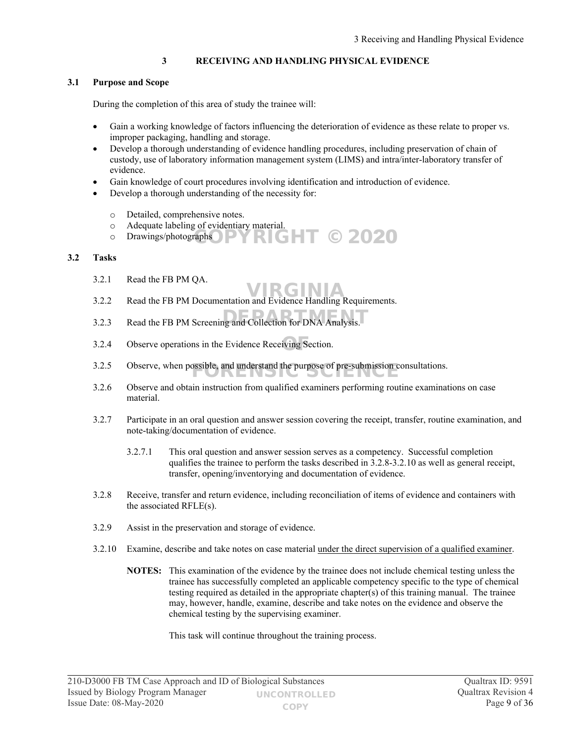# 3 RECEIVING AND HANDLING PHYSICAL EVIDENCE

## 3.1 Purpose and Scope

During the completion of this area of study the trainee will:

- Gain a working knowledge of factors influencing the deterioration of evidence as these relate to proper vs. improper packaging, handling and storage.
- Develop a thorough understanding of evidence handling procedures, including preservation of chain of custody, use of laboratory information management system (LIMS) and intra/inter-laboratory transfer of evidence.
- Gain knowledge of court procedures involving identification and introduction of evidence.
- Develop a thorough understanding of the necessity for:
  - Detailed, comprehensive notes.
  - Adequate labeling of evidentiary material.
  - Drawings/photographs

## 3.2 Tasks

3.2.1 Read the FB PM QA.

3.2.2 Read the FB PM Documentation and Evidence Handling Requirements.

3.2.3 Read the FB PM Screening and Collection for DNA Analysis.

3.2.4 Observe operations in the Evidence Receiving Section.

3.2.5 Observe, when possible, and understand the purpose of pre-submission consultations.

3.2.6 Observe and obtain instruction from qualified examiners performing routine examinations on case material.

3.2.7 Participate in an oral question and answer session covering the receipt, transfer, routine examination, and note-taking/documentation of evidence.

3.2.7.1 This oral question and answer session serves as a competency. Successful completion qualifies the trainee to perform the tasks described in 3.2.8-3.2.10 as well as general receipt, transfer, opening/inventorying and documentation of evidence.

3.2.8 Receive, transfer and return evidence, including reconciliation of items of evidence and containers with the associated RFLE(s).

3.2.9 Assist in the preservation and storage of evidence.

3.2.10 Examine, describe and take notes on case material <u>under the direct supervision of a qualified examiner</u>.

**NOTES:** This examination of the evidence by the trainee does not include chemical testing unless the trainee has successfully completed an applicable competency specific to the type of chemical testing required as detailed in the appropriate chapter(s) of this training manual. The trainee may, however, handle, examine, describe and take notes on the evidence and observe the chemical testing by the supervising examiner.

This task will continue throughout the training process.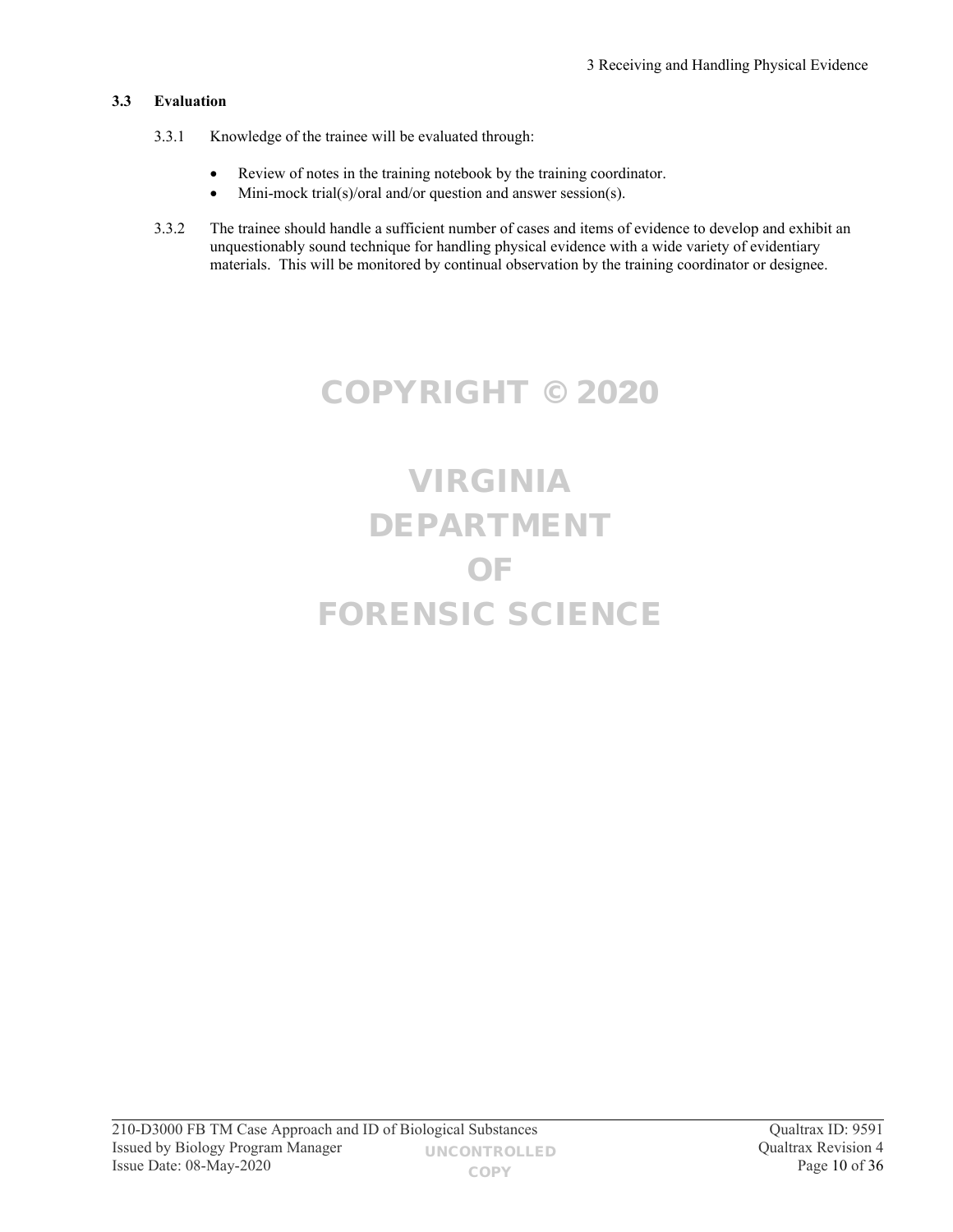### 3.3 Evaluation

3.3.1 Knowledge of the trainee will be evaluated through:

- Review of notes in the training notebook by the training coordinator.
- Mini-mock trial(s)/oral and/or question and answer session(s).

3.3.2 The trainee should handle a sufficient number of cases and items of evidence to develop and exhibit an unquestionably sound technique for handling physical evidence with a wide variety of evidentiary materials. This will be monitored by continual observation by the training coordinator or designee.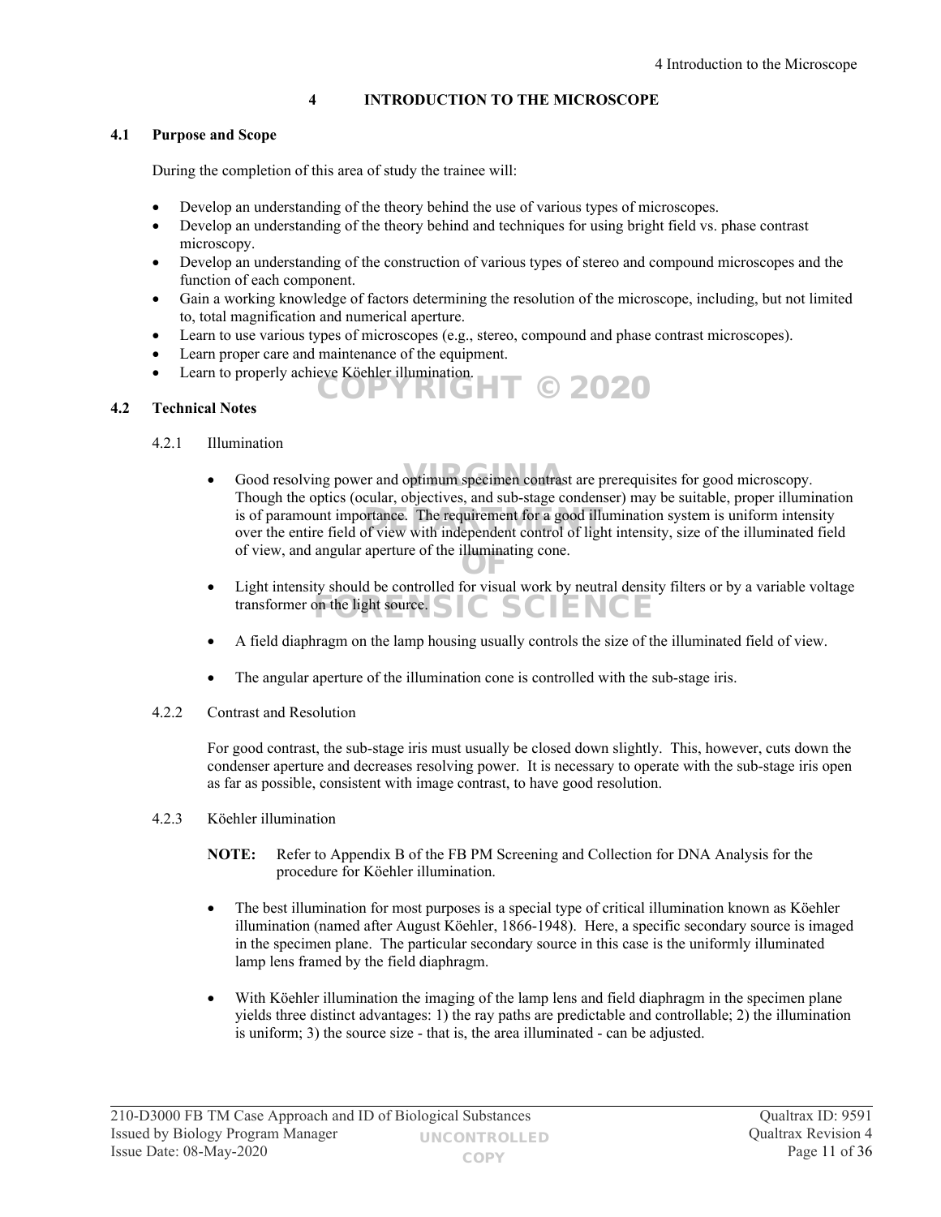# 4 INTRODUCTION TO THE MICROSCOPE

## 4.1 Purpose and Scope

During the completion of this area of study the trainee will:

- Develop an understanding of the theory behind the use of various types of microscopes.
- Develop an understanding of the theory behind and techniques for using bright field vs. phase contrast microscopy.
- Develop an understanding of the construction of various types of stereo and compound microscopes and the function of each component.
- Gain a working knowledge of factors determining the resolution of the microscope, including, but not limited to, total magnification and numerical aperture.
- Learn to use various types of microscopes (e.g., stereo, compound and phase contrast microscopes).
- Learn proper care and maintenance of the equipment.
- Learn to properly achieve Köehler illumination.

## 4.2 Technical Notes

### 4.2.1 Illumination

- Good resolving power and optimum specimen contrast are prerequisites for good microscopy. Though the optics (ocular, objectives, and sub-stage condenser) may be suitable, proper illumination is of paramount importance. The requirement for a good illumination system is uniform intensity over the entire field of view with independent control of light intensity, size of the illuminated field of view, and angular aperture of the illuminating cone.

- Light intensity should be controlled for visual work by neutral density filters or by a variable voltage transformer on the light source.

- A field diaphragm on the lamp housing usually controls the size of the illuminated field of view.

- The angular aperture of the illumination cone is controlled with the sub-stage iris.

### 4.2.2 Contrast and Resolution

For good contrast, the sub-stage iris must usually be closed down slightly. This, however, cuts down the condenser aperture and decreases resolving power. It is necessary to operate with the sub-stage iris open as far as possible, consistent with image contrast, to have good resolution.

### 4.2.3 Köehler illumination

**NOTE:** Refer to Appendix B of the FB PM Screening and Collection for DNA Analysis for the procedure for Köehler illumination.

- The best illumination for most purposes is a special type of critical illumination known as Köehler illumination (named after August Köehler, 1866-1948). Here, a specific secondary source is imaged in the specimen plane. The particular secondary source in this case is the uniformly illuminated lamp lens framed by the field diaphragm.

- With Köehler illumination the imaging of the lamp lens and field diaphragm in the specimen plane yields three distinct advantages: 1) the ray paths are predictable and controllable; 2) the illumination is uniform; 3) the source size - that is, the area illuminated - can be adjusted.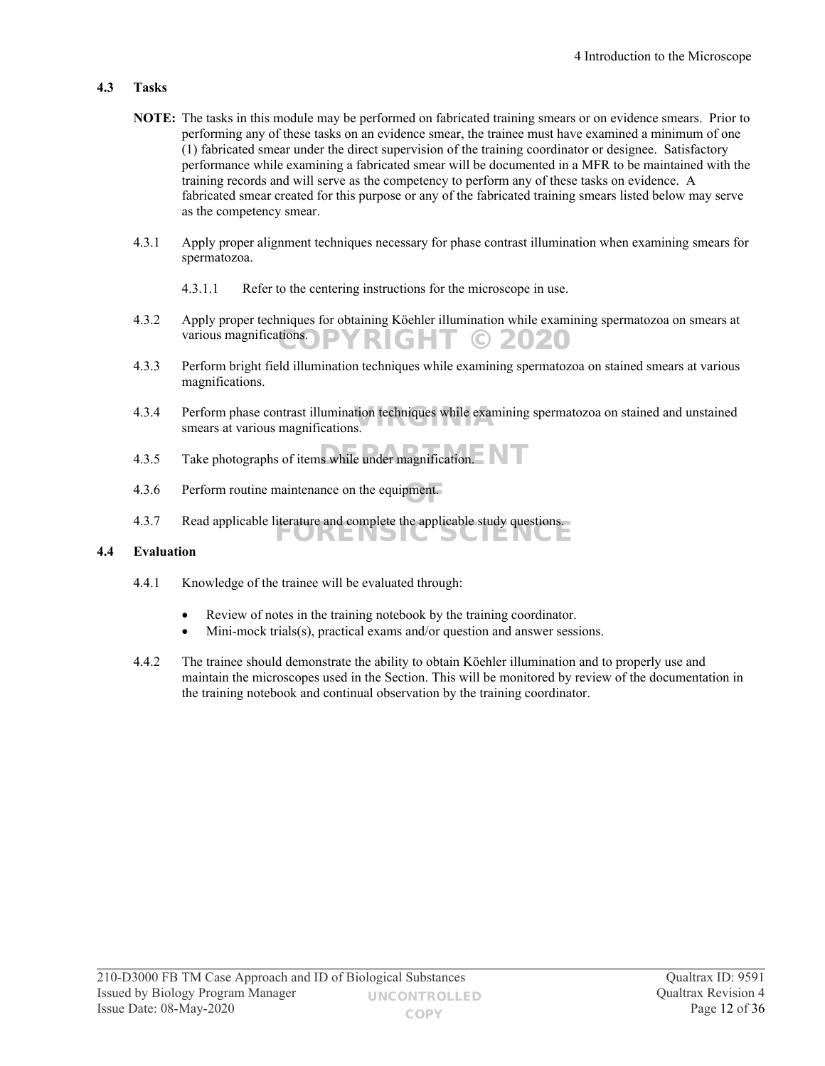### 4.3 Tasks

**NOTE:** The tasks in this module may be performed on fabricated training smears or on evidence smears. Prior to performing any of these tasks on an evidence smear, the trainee must have examined a minimum of one (1) fabricated smear under the direct supervision of the training coordinator or designee. Satisfactory performance while examining a fabricated smear will be documented in a MFR to be maintained with the training records and will serve as the competency to perform any of these tasks on evidence. A fabricated smear created for this purpose or any of the fabricated training smears listed below may serve as the competency smear.

4.3.1 Apply proper alignment techniques necessary for phase contrast illumination when examining smears for spermatozoa.

4.3.1.1 Refer to the centering instructions for the microscope in use.

4.3.2 Apply proper techniques for obtaining Köehler illumination while examining spermatozoa on smears at various magnifications.

4.3.3 Perform bright field illumination techniques while examining spermatozoa on stained smears at various magnifications.

4.3.4 Perform phase contrast illumination techniques while examining spermatozoa on stained and unstained smears at various magnifications.

4.3.5 Take photographs of items while under magnification.

4.3.6 Perform routine maintenance on the equipment.

4.3.7 Read applicable literature and complete the applicable study questions.

### 4.4 Evaluation

4.4.1 Knowledge of the trainee will be evaluated through:

- Review of notes in the training notebook by the training coordinator.
- Mini-mock trials(s), practical exams and/or question and answer sessions.

4.4.2 The trainee should demonstrate the ability to obtain Köehler illumination and to properly use and maintain the microscopes used in the Section. This will be monitored by review of the documentation in the training notebook and continual observation by the training coordinator.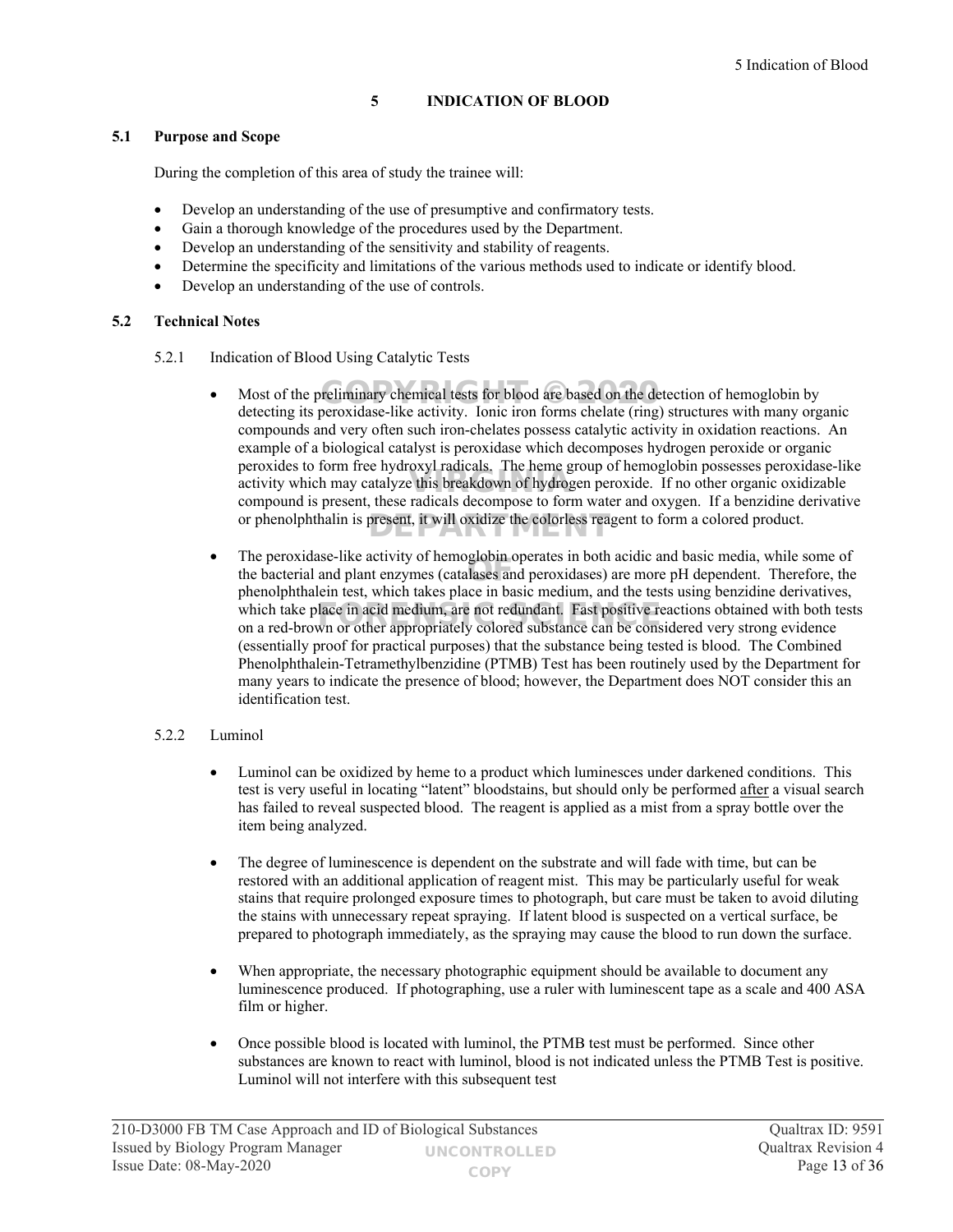# 5 INDICATION OF BLOOD

## 5.1 Purpose and Scope

During the completion of this area of study the trainee will:

- Develop an understanding of the use of presumptive and confirmatory tests.
- Gain a thorough knowledge of the procedures used by the Department.
- Develop an understanding of the sensitivity and stability of reagents.
- Determine the specificity and limitations of the various methods used to indicate or identify blood.
- Develop an understanding of the use of controls.

## 5.2 Technical Notes

### 5.2.1 Indication of Blood Using Catalytic Tests

- Most of the preliminary chemical tests for blood are based on the detection of hemoglobin by detecting its peroxidase-like activity. Ionic iron forms chelate (ring) structures with many organic compounds and very often such iron-chelates possess catalytic activity in oxidation reactions. An example of a biological catalyst is peroxidase which decomposes hydrogen peroxide or organic peroxides to form free hydroxyl radicals. The heme group of hemoglobin possesses peroxidase-like activity which may catalyze this breakdown of hydrogen peroxide. If no other organic oxidizable compound is present, these radicals decompose to form water and oxygen. If a benzidine derivative or phenolphthalin is present, it will oxidize the colorless reagent to form a colored product.

- The peroxidase-like activity of hemoglobin operates in both acidic and basic media, while some of the bacterial and plant enzymes (catalases and peroxidases) are more pH dependent. Therefore, the phenolphthalein test, which takes place in basic medium, and the tests using benzidine derivatives, which take place in acid medium, are not redundant. Fast positive reactions obtained with both tests on a red-brown or other appropriately colored substance can be considered very strong evidence (essentially proof for practical purposes) that the substance being tested is blood. The Combined Phenolphthalein-Tetramethylbenzidine (PTMB) Test has been routinely used by the Department for many years to indicate the presence of blood; however, the Department does NOT consider this an identification test.

### 5.2.2 Luminol

- Luminol can be oxidized by heme to a product which luminesces under darkened conditions. This test is very useful in locating "latent" bloodstains, but should only be performed after a visual search has failed to reveal suspected blood. The reagent is applied as a mist from a spray bottle over the item being analyzed.

- The degree of luminescence is dependent on the substrate and will fade with time, but can be restored with an additional application of reagent mist. This may be particularly useful for weak stains that require prolonged exposure times to photograph, but care must be taken to avoid diluting the stains with unnecessary repeat spraying. If latent blood is suspected on a vertical surface, be prepared to photograph immediately, as the spraying may cause the blood to run down the surface.

- When appropriate, the necessary photographic equipment should be available to document any luminescence produced. If photographing, use a ruler with luminescent tape as a scale and 400 ASA film or higher.

- Once possible blood is located with luminol, the PTMB test must be performed. Since other substances are known to react with luminol, blood is not indicated unless the PTMB Test is positive. Luminol will not interfere with this subsequent test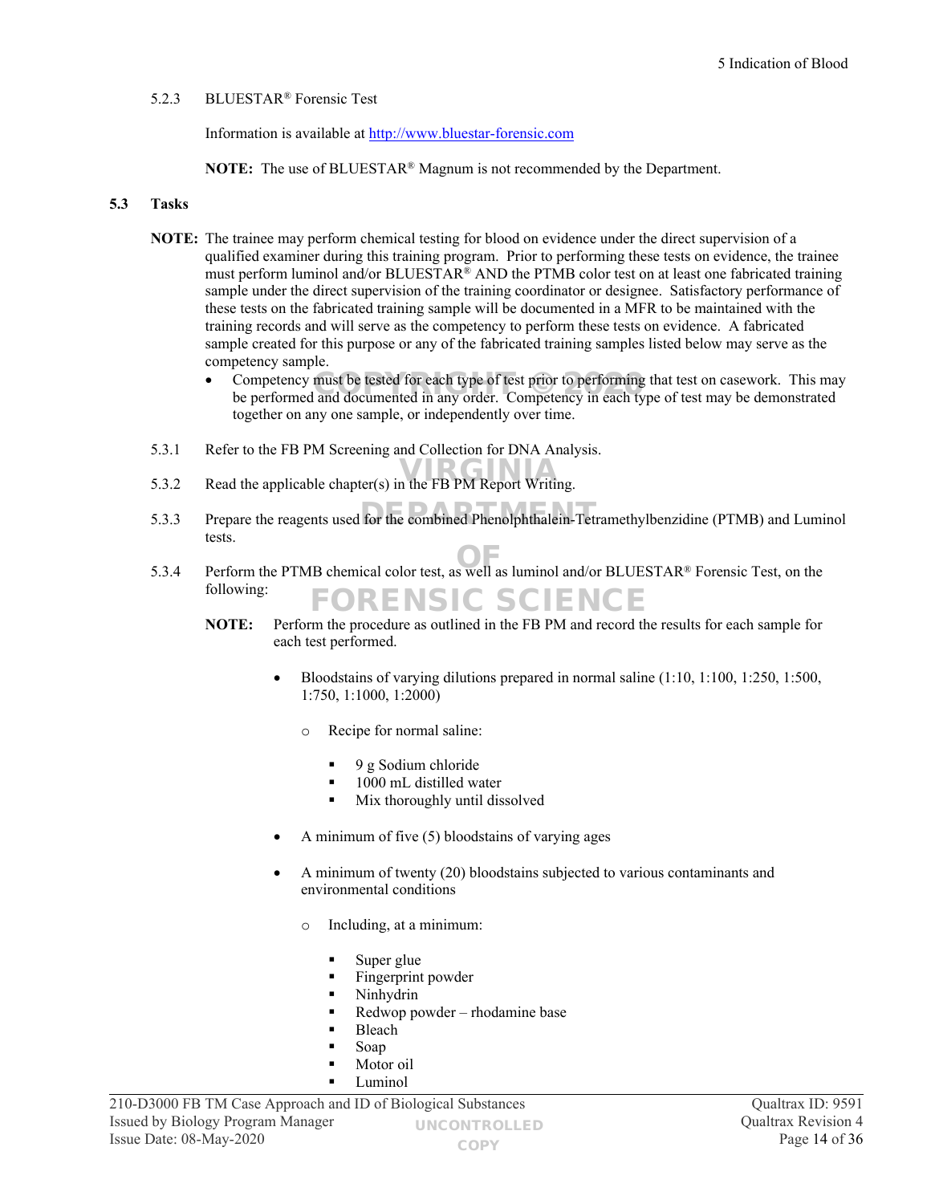5.2.3 BLUESTAR® Forensic Test

Information is available at http://www.bluestar-forensic.com

**NOTE:** The use of BLUESTAR® Magnum is not recommended by the Department.

### 5.3 Tasks

**NOTE:** The trainee may perform chemical testing for blood on evidence under the direct supervision of a qualified examiner during this training program. Prior to performing these tests on evidence, the trainee must perform luminol and/or BLUESTAR® AND the PTMB color test on at least one fabricated training sample under the direct supervision of the training coordinator or designee. Satisfactory performance of these tests on the fabricated training sample will be documented in a MFR to be maintained with the training records and will serve as the competency to perform these tests on evidence. A fabricated sample created for this purpose or any of the fabricated training samples listed below may serve as the competency sample.

- Competency must be tested for each type of test prior to performing that test on casework. This may be performed and documented in any order. Competency in each type of test may be demonstrated together on any one sample, or independently over time.

5.3.1 Refer to the FB PM Screening and Collection for DNA Analysis.

5.3.2 Read the applicable chapter(s) in the FB PM Report Writing.

5.3.3 Prepare the reagents used for the combined Phenolphthalein-Tetramethylbenzidine (PTMB) and Luminol tests.

5.3.4 Perform the PTMB chemical color test, as well as luminol and/or BLUESTAR® Forensic Test, on the following:

**NOTE:** Perform the procedure as outlined in the FB PM and record the results for each sample for each test performed.

- Bloodstains of varying dilutions prepared in normal saline (1:10, 1:100, 1:250, 1:500, 1:750, 1:1000, 1:2000)
  - Recipe for normal saline:
    - 9 g Sodium chloride
    - 1000 mL distilled water
    - Mix thoroughly until dissolved
- A minimum of five (5) bloodstains of varying ages
- A minimum of twenty (20) bloodstains subjected to various contaminants and environmental conditions
  - Including, at a minimum:
    - Super glue
    - Fingerprint powder
    - Ninhydrin
    - Redwop powder – rhodamine base
    - Bleach
    - Soap
    - Motor oil
    - Luminol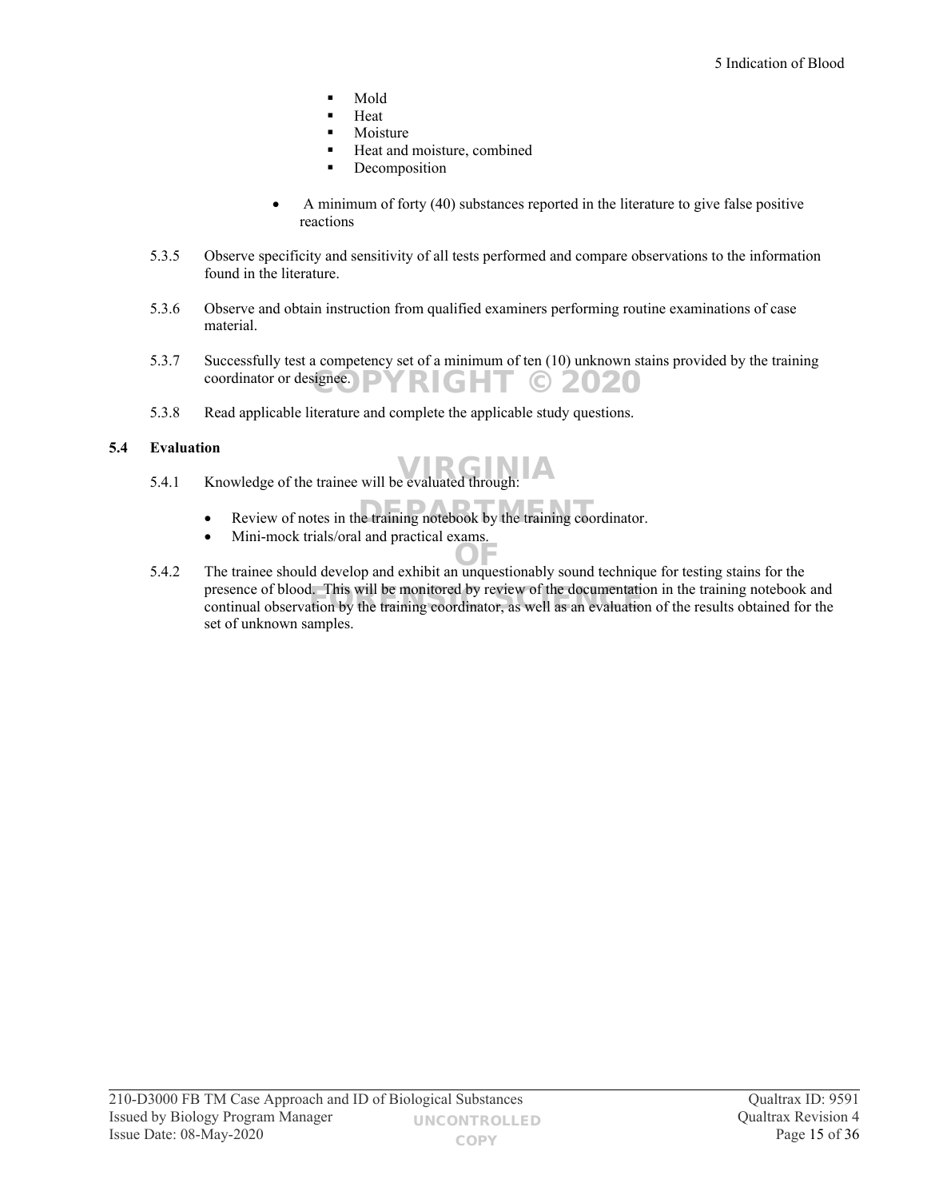- Mold
- Heat
- Moisture
- Heat and moisture, combined
- Decomposition

- A minimum of forty (40) substances reported in the literature to give false positive reactions

5.3.5 Observe specificity and sensitivity of all tests performed and compare observations to the information found in the literature.

5.3.6 Observe and obtain instruction from qualified examiners performing routine examinations of case material.

5.3.7 Successfully test a competency set of a minimum of ten (10) unknown stains provided by the training coordinator or designee.

5.3.8 Read applicable literature and complete the applicable study questions.

## 5.4 Evaluation

5.4.1 Knowledge of the trainee will be evaluated through:

- Review of notes in the training notebook by the training coordinator.
- Mini-mock trials/oral and practical exams.

5.4.2 The trainee should develop and exhibit an unquestionably sound technique for testing stains for the presence of blood. This will be monitored by review of the documentation in the training notebook and continual observation by the training coordinator, as well as an evaluation of the results obtained for the set of unknown samples.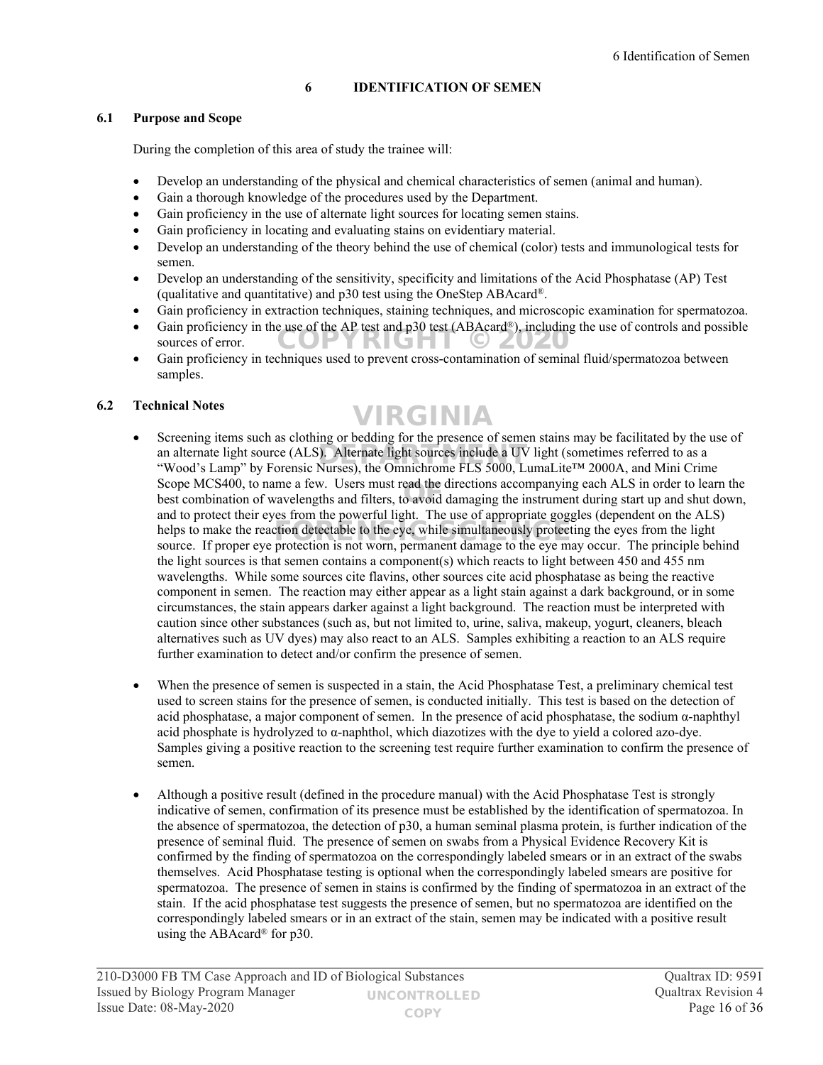# 6 IDENTIFICATION OF SEMEN

## 6.1 Purpose and Scope

During the completion of this area of study the trainee will:

- Develop an understanding of the physical and chemical characteristics of semen (animal and human).
- Gain a thorough knowledge of the procedures used by the Department.
- Gain proficiency in the use of alternate light sources for locating semen stains.
- Gain proficiency in locating and evaluating stains on evidentiary material.
- Develop an understanding of the theory behind the use of chemical (color) tests and immunological tests for semen.
- Develop an understanding of the sensitivity, specificity and limitations of the Acid Phosphatase (AP) Test (qualitative and quantitative) and p30 test using the OneStep ABAcard®.
- Gain proficiency in extraction techniques, staining techniques, and microscopic examination for spermatozoa.
- Gain proficiency in the use of the AP test and p30 test (ABAcard®), including the use of controls and possible sources of error.
- Gain proficiency in techniques used to prevent cross-contamination of seminal fluid/spermatozoa between samples.

## 6.2 Technical Notes

- Screening items such as clothing or bedding for the presence of semen stains may be facilitated by the use of an alternate light source (ALS). Alternate light sources include a UV light (sometimes referred to as a "Wood's Lamp" by Forensic Nurses), the Omnichrome FLS 5000, LumaLite™ 2000A, and Mini Crime Scope MCS400, to name a few. Users must read the directions accompanying each ALS in order to learn the best combination of wavelengths and filters, to avoid damaging the instrument during start up and shut down, and to protect their eyes from the powerful light. The use of appropriate goggles (dependent on the ALS) helps to make the reaction detectable to the eye, while simultaneously protecting the eyes from the light source. If proper eye protection is not worn, permanent damage to the eye may occur. The principle behind the light sources is that semen contains a component(s) which reacts to light between 450 and 455 nm wavelengths. While some sources cite flavins, other sources cite acid phosphatase as being the reactive component in semen. The reaction may either appear as a light stain against a dark background, or in some circumstances, the stain appears darker against a light background. The reaction must be interpreted with caution since other substances (such as, but not limited to, urine, saliva, makeup, yogurt, cleaners, bleach alternatives such as UV dyes) may also react to an ALS. Samples exhibiting a reaction to an ALS require further examination to detect and/or confirm the presence of semen.

- When the presence of semen is suspected in a stain, the Acid Phosphatase Test, a preliminary chemical test used to screen stains for the presence of semen, is conducted initially. This test is based on the detection of acid phosphatase, a major component of semen. In the presence of acid phosphatase, the sodium α-naphthyl acid phosphate is hydrolyzed to α-naphthol, which diazotizes with the dye to yield a colored azo-dye. Samples giving a positive reaction to the screening test require further examination to confirm the presence of semen.

- Although a positive result (defined in the procedure manual) with the Acid Phosphatase Test is strongly indicative of semen, confirmation of its presence must be established by the identification of spermatozoa. In the absence of spermatozoa, the detection of p30, a human seminal plasma protein, is further indication of the presence of seminal fluid. The presence of semen on swabs from a Physical Evidence Recovery Kit is confirmed by the finding of spermatozoa on the correspondingly labeled smears or in an extract of the swabs themselves. Acid Phosphatase testing is optional when the correspondingly labeled smears are positive for spermatozoa. The presence of semen in stains is confirmed by the finding of spermatozoa in an extract of the stain. If the acid phosphatase test suggests the presence of semen, but no spermatozoa are identified on the correspondingly labeled smears or in an extract of the stain, semen may be indicated with a positive result using the ABAcard® for p30.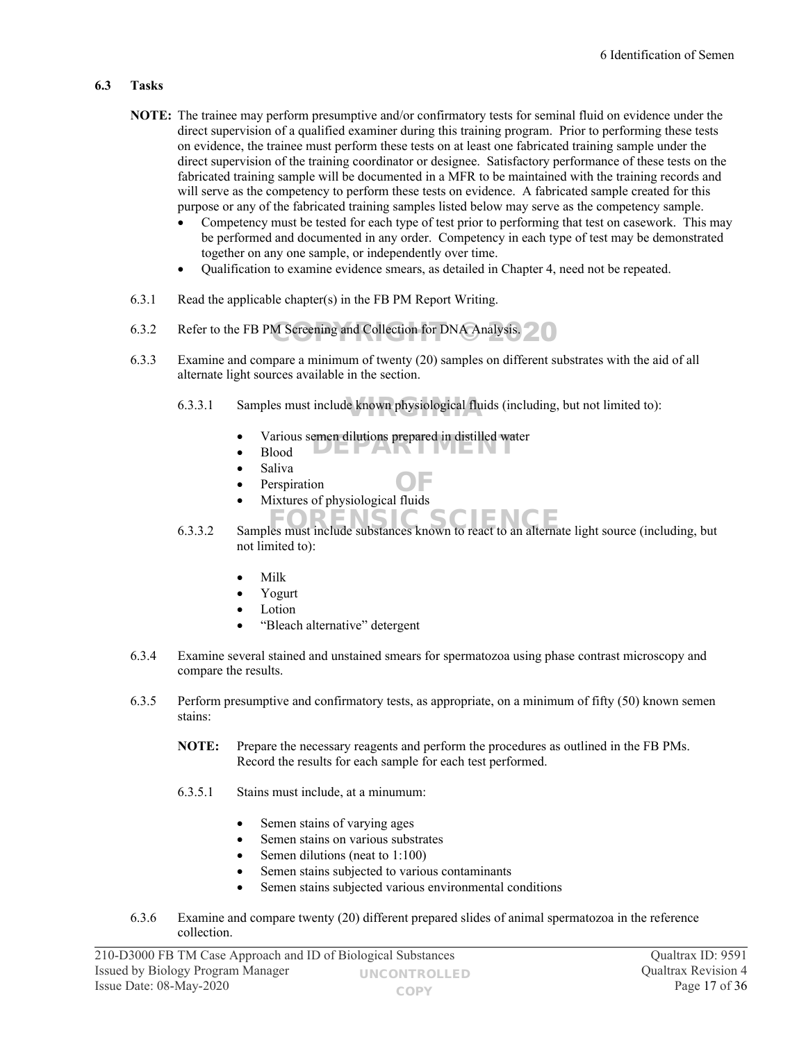### 6.3 Tasks

**NOTE:** The trainee may perform presumptive and/or confirmatory tests for seminal fluid on evidence under the direct supervision of a qualified examiner during this training program. Prior to performing these tests on evidence, the trainee must perform these tests on at least one fabricated training sample under the direct supervision of the training coordinator or designee. Satisfactory performance of these tests on the fabricated training sample will be documented in a MFR to be maintained with the training records and will serve as the competency to perform these tests on evidence. A fabricated sample created for this purpose or any of the fabricated training samples listed below may serve as the competency sample.

- Competency must be tested for each type of test prior to performing that test on casework. This may be performed and documented in any order. Competency in each type of test may be demonstrated together on any one sample, or independently over time.
- Qualification to examine evidence smears, as detailed in Chapter 4, need not be repeated.

6.3.1 Read the applicable chapter(s) in the FB PM Report Writing.

6.3.2 Refer to the FB PM Screening and Collection for DNA Analysis.

6.3.3 Examine and compare a minimum of twenty (20) samples on different substrates with the aid of all alternate light sources available in the section.

6.3.3.1 Samples must include known physiological fluids (including, but not limited to):

- Various semen dilutions prepared in distilled water
- Blood
- Saliva
- Perspiration
- Mixtures of physiological fluids

6.3.3.2 Samples must include substances known to react to an alternate light source (including, but not limited to):

- Milk
- Yogurt
- Lotion
- "Bleach alternative" detergent

6.3.4 Examine several stained and unstained smears for spermatozoa using phase contrast microscopy and compare the results.

6.3.5 Perform presumptive and confirmatory tests, as appropriate, on a minimum of fifty (50) known semen stains:

**NOTE:** Prepare the necessary reagents and perform the procedures as outlined in the FB PMs. Record the results for each sample for each test performed.

6.3.5.1 Stains must include, at a minumum:

- Semen stains of varying ages
- Semen stains on various substrates
- Semen dilutions (neat to 1:100)
- Semen stains subjected to various contaminants
- Semen stains subjected various environmental conditions

6.3.6 Examine and compare twenty (20) different prepared slides of animal spermatozoa in the reference collection.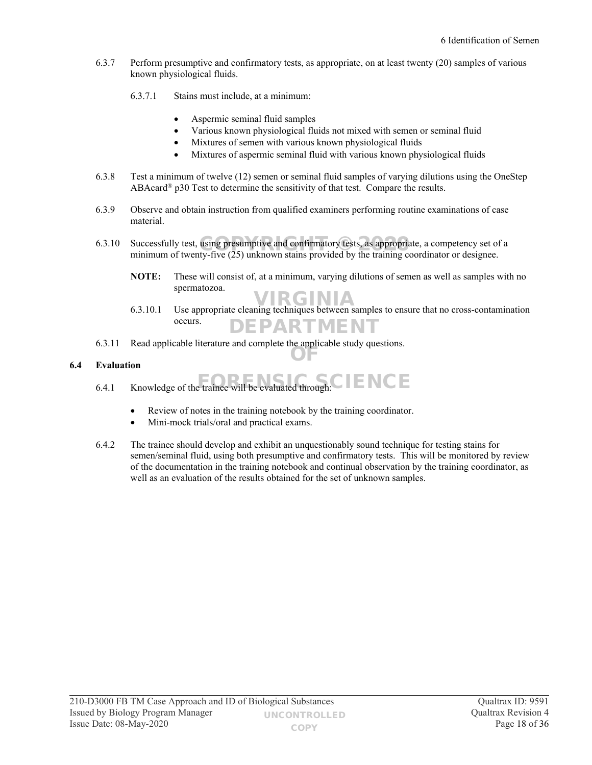6.3.7 Perform presumptive and confirmatory tests, as appropriate, on at least twenty (20) samples of various known physiological fluids.

6.3.7.1 Stains must include, at a minimum:

- Aspermic seminal fluid samples
- Various known physiological fluids not mixed with semen or seminal fluid
- Mixtures of semen with various known physiological fluids
- Mixtures of aspermic seminal fluid with various known physiological fluids

6.3.8 Test a minimum of twelve (12) semen or seminal fluid samples of varying dilutions using the OneStep ABAcard® p30 Test to determine the sensitivity of that test. Compare the results.

6.3.9 Observe and obtain instruction from qualified examiners performing routine examinations of case material.

6.3.10 Successfully test, using presumptive and confirmatory tests, as appropriate, a competency set of a minimum of twenty-five (25) unknown stains provided by the training coordinator or designee.

**NOTE:** These will consist of, at a minimum, varying dilutions of semen as well as samples with no spermatozoa.

6.3.10.1 Use appropriate cleaning techniques between samples to ensure that no cross-contamination occurs.

6.3.11 Read applicable literature and complete the applicable study questions.

## 6.4 Evaluation

6.4.1 Knowledge of the trainee will be evaluated through:

- Review of notes in the training notebook by the training coordinator.
- Mini-mock trials/oral and practical exams.

6.4.2 The trainee should develop and exhibit an unquestionably sound technique for testing stains for semen/seminal fluid, using both presumptive and confirmatory tests. This will be monitored by review of the documentation in the training notebook and continual observation by the training coordinator, as well as an evaluation of the results obtained for the set of unknown samples.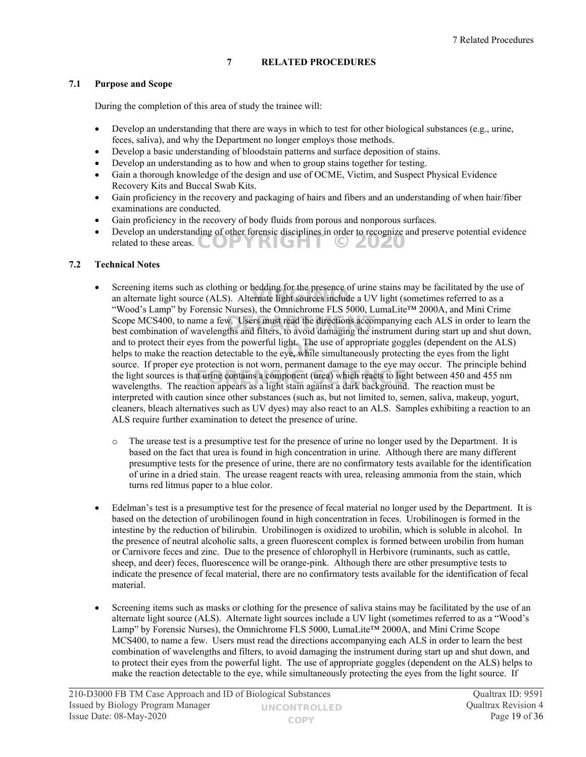# 7 RELATED PROCEDURES

## 7.1 Purpose and Scope

During the completion of this area of study the trainee will:

- Develop an understanding that there are ways in which to test for other biological substances (e.g., urine, feces, saliva), and why the Department no longer employs those methods.
- Develop a basic understanding of bloodstain patterns and surface deposition of stains.
- Develop an understanding as to how and when to group stains together for testing.
- Gain a thorough knowledge of the design and use of OCME, Victim, and Suspect Physical Evidence Recovery Kits and Buccal Swab Kits.
- Gain proficiency in the recovery and packaging of hairs and fibers and an understanding of when hair/fiber examinations are conducted.
- Gain proficiency in the recovery of body fluids from porous and nonporous surfaces.
- Develop an understanding of other forensic disciplines in order to recognize and preserve potential evidence related to these areas.

## 7.2 Technical Notes

- Screening items such as clothing or bedding for the presence of urine stains may be facilitated by the use of an alternate light source (ALS). Alternate light sources include a UV light (sometimes referred to as a "Wood's Lamp" by Forensic Nurses), the Omnichrome FLS 5000, LumaLite™ 2000A, and Mini Crime Scope MCS400, to name a few. Users must read the directions accompanying each ALS in order to learn the best combination of wavelengths and filters, to avoid damaging the instrument during start up and shut down, and to protect their eyes from the powerful light. The use of appropriate goggles (dependent on the ALS) helps to make the reaction detectable to the eye, while simultaneously protecting the eyes from the light source. If proper eye protection is not worn, permanent damage to the eye may occur. The principle behind the light sources is that urine contains a component (urea) which reacts to light between 450 and 455 nm wavelengths. The reaction appears as a light stain against a dark background. The reaction must be interpreted with caution since other substances (such as, but not limited to, semen, saliva, makeup, yogurt, cleaners, bleach alternatives such as UV dyes) may also react to an ALS. Samples exhibiting a reaction to an ALS require further examination to detect the presence of urine.
  - The urease test is a presumptive test for the presence of urine no longer used by the Department. It is based on the fact that urea is found in high concentration in urine. Although there are many different presumptive tests for the presence of urine, there are no confirmatory tests available for the identification of urine in a dried stain. The urease reagent reacts with urea, releasing ammonia from the stain, which turns red litmus paper to a blue color.
- Edelman's test is a presumptive test for the presence of fecal material no longer used by the Department. It is based on the detection of urobilinogen found in high concentration in feces. Urobilinogen is formed in the intestine by the reduction of bilirubin. Urobilinogen is oxidized to urobilin, which is soluble in alcohol. In the presence of neutral alcoholic salts, a green fluorescent complex is formed between urobilin from human or Carnivore feces and zinc. Due to the presence of chlorophyll in Herbivore (ruminants, such as cattle, sheep, and deer) feces, fluorescence will be orange-pink. Although there are other presumptive tests to indicate the presence of fecal material, there are no confirmatory tests available for the identification of fecal material.
- Screening items such as masks or clothing for the presence of saliva stains may be facilitated by the use of an alternate light source (ALS). Alternate light sources include a UV light (sometimes referred to as a "Wood's Lamp" by Forensic Nurses), the Omnichrome FLS 5000, LumaLite™ 2000A, and Mini Crime Scope MCS400, to name a few. Users must read the directions accompanying each ALS in order to learn the best combination of wavelengths and filters, to avoid damaging the instrument during start up and shut down, and to protect their eyes from the powerful light. The use of appropriate goggles (dependent on the ALS) helps to make the reaction detectable to the eye, while simultaneously protecting the eyes from the light source. If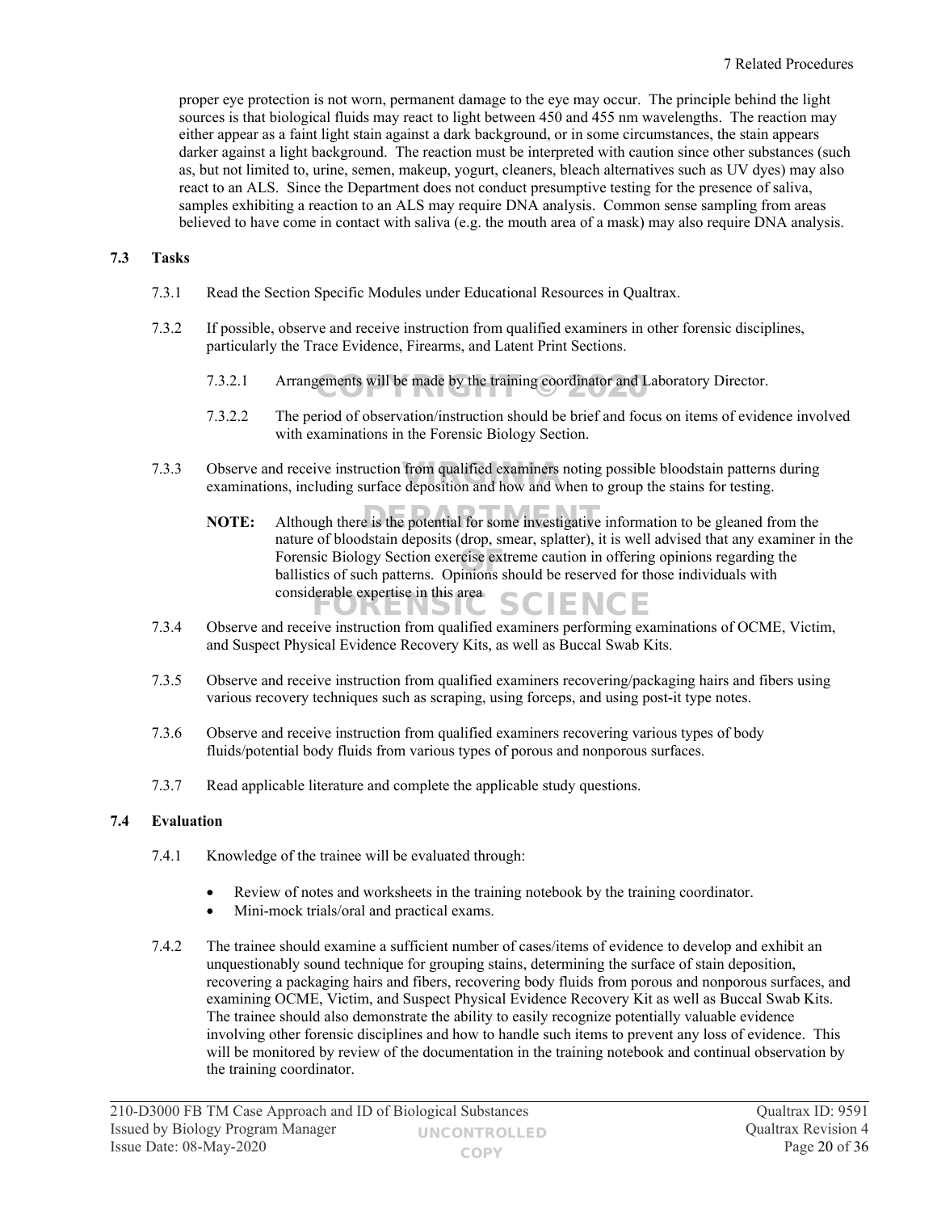proper eye protection is not worn, permanent damage to the eye may occur. The principle behind the light sources is that biological fluids may react to light between 450 and 455 nm wavelengths. The reaction may either appear as a faint light stain against a dark background, or in some circumstances, the stain appears darker against a light background. The reaction must be interpreted with caution since other substances (such as, but not limited to, urine, semen, makeup, yogurt, cleaners, bleach alternatives such as UV dyes) may also react to an ALS. Since the Department does not conduct presumptive testing for the presence of saliva, samples exhibiting a reaction to an ALS may require DNA analysis. Common sense sampling from areas believed to have come in contact with saliva (e.g. the mouth area of a mask) may also require DNA analysis.

## 7.3 Tasks

7.3.1 Read the Section Specific Modules under Educational Resources in Qualtrax.

7.3.2 If possible, observe and receive instruction from qualified examiners in other forensic disciplines, particularly the Trace Evidence, Firearms, and Latent Print Sections.

7.3.2.1 Arrangements will be made by the training coordinator and Laboratory Director.

7.3.2.2 The period of observation/instruction should be brief and focus on items of evidence involved with examinations in the Forensic Biology Section.

7.3.3 Observe and receive instruction from qualified examiners noting possible bloodstain patterns during examinations, including surface deposition and how and when to group the stains for testing.

**NOTE:** Although there is the potential for some investigative information to be gleaned from the nature of bloodstain deposits (drop, smear, splatter), it is well advised that any examiner in the Forensic Biology Section exercise extreme caution in offering opinions regarding the ballistics of such patterns. Opinions should be reserved for those individuals with considerable expertise in this area

7.3.4 Observe and receive instruction from qualified examiners performing examinations of OCME, Victim, and Suspect Physical Evidence Recovery Kits, as well as Buccal Swab Kits.

7.3.5 Observe and receive instruction from qualified examiners recovering/packaging hairs and fibers using various recovery techniques such as scraping, using forceps, and using post-it type notes.

7.3.6 Observe and receive instruction from qualified examiners recovering various types of body fluids/potential body fluids from various types of porous and nonporous surfaces.

7.3.7 Read applicable literature and complete the applicable study questions.

## 7.4 Evaluation

7.4.1 Knowledge of the trainee will be evaluated through:

- Review of notes and worksheets in the training notebook by the training coordinator.
- Mini-mock trials/oral and practical exams.

7.4.2 The trainee should examine a sufficient number of cases/items of evidence to develop and exhibit an unquestionably sound technique for grouping stains, determining the surface of stain deposition, recovering a packaging hairs and fibers, recovering body fluids from porous and nonporous surfaces, and examining OCME, Victim, and Suspect Physical Evidence Recovery Kit as well as Buccal Swab Kits. The trainee should also demonstrate the ability to easily recognize potentially valuable evidence involving other forensic disciplines and how to handle such items to prevent any loss of evidence. This will be monitored by review of the documentation in the training notebook and continual observation by the training coordinator.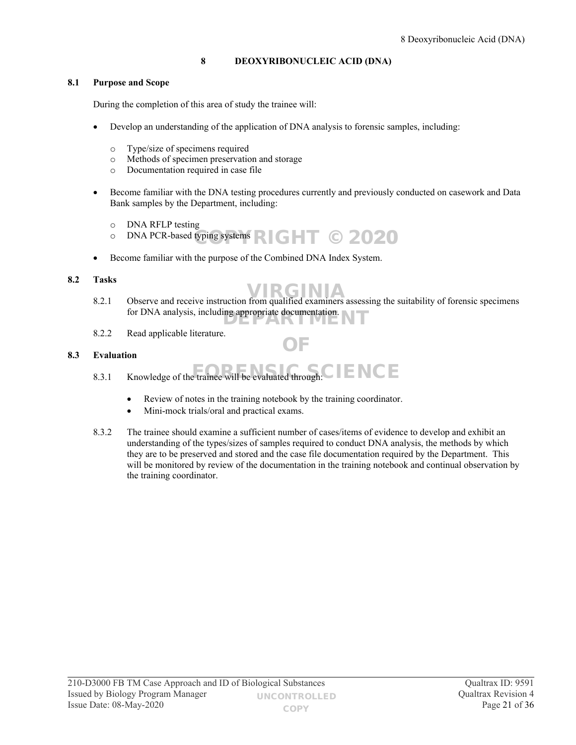# 8 DEOXYRIBONUCLEIC ACID (DNA)

## 8.1 Purpose and Scope

During the completion of this area of study the trainee will:

- Develop an understanding of the application of DNA analysis to forensic samples, including:
  - Type/size of specimens required
  - Methods of specimen preservation and storage
  - Documentation required in case file
- Become familiar with the DNA testing procedures currently and previously conducted on casework and Data Bank samples by the Department, including:
  - DNA RFLP testing
  - DNA PCR-based typing systems
- Become familiar with the purpose of the Combined DNA Index System.

## 8.2 Tasks

8.2.1 Observe and receive instruction from qualified examiners assessing the suitability of forensic specimens for DNA analysis, including appropriate documentation.

8.2.2 Read applicable literature.

## 8.3 Evaluation

8.3.1 Knowledge of the trainee will be evaluated through:

- Review of notes in the training notebook by the training coordinator.
- Mini-mock trials/oral and practical exams.

8.3.2 The trainee should examine a sufficient number of cases/items of evidence to develop and exhibit an understanding of the types/sizes of samples required to conduct DNA analysis, the methods by which they are to be preserved and stored and the case file documentation required by the Department. This will be monitored by review of the documentation in the training notebook and continual observation by the training coordinator.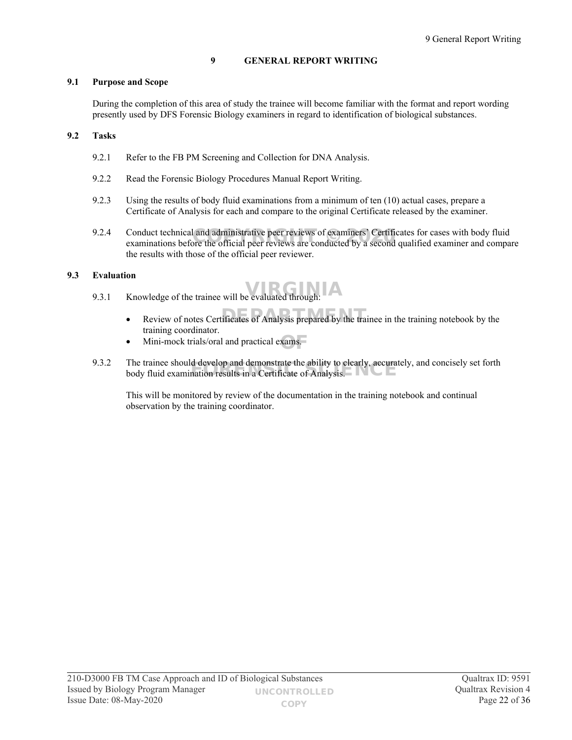# 9 GENERAL REPORT WRITING

## 9.1 Purpose and Scope

During the completion of this area of study the trainee will become familiar with the format and report wording presently used by DFS Forensic Biology examiners in regard to identification of biological substances.

## 9.2 Tasks

9.2.1 Refer to the FB PM Screening and Collection for DNA Analysis.

9.2.2 Read the Forensic Biology Procedures Manual Report Writing.

9.2.3 Using the results of body fluid examinations from a minimum of ten (10) actual cases, prepare a Certificate of Analysis for each and compare to the original Certificate released by the examiner.

9.2.4 Conduct technical and administrative peer reviews of examiners' Certificates for cases with body fluid examinations before the official peer reviews are conducted by a second qualified examiner and compare the results with those of the official peer reviewer.

## 9.3 Evaluation

9.3.1 Knowledge of the trainee will be evaluated through:

- Review of notes Certificates of Analysis prepared by the trainee in the training notebook by the training coordinator.
- Mini-mock trials/oral and practical exams.

9.3.2 The trainee should develop and demonstrate the ability to clearly, accurately, and concisely set forth body fluid examination results in a Certificate of Analysis.

This will be monitored by review of the documentation in the training notebook and continual observation by the training coordinator.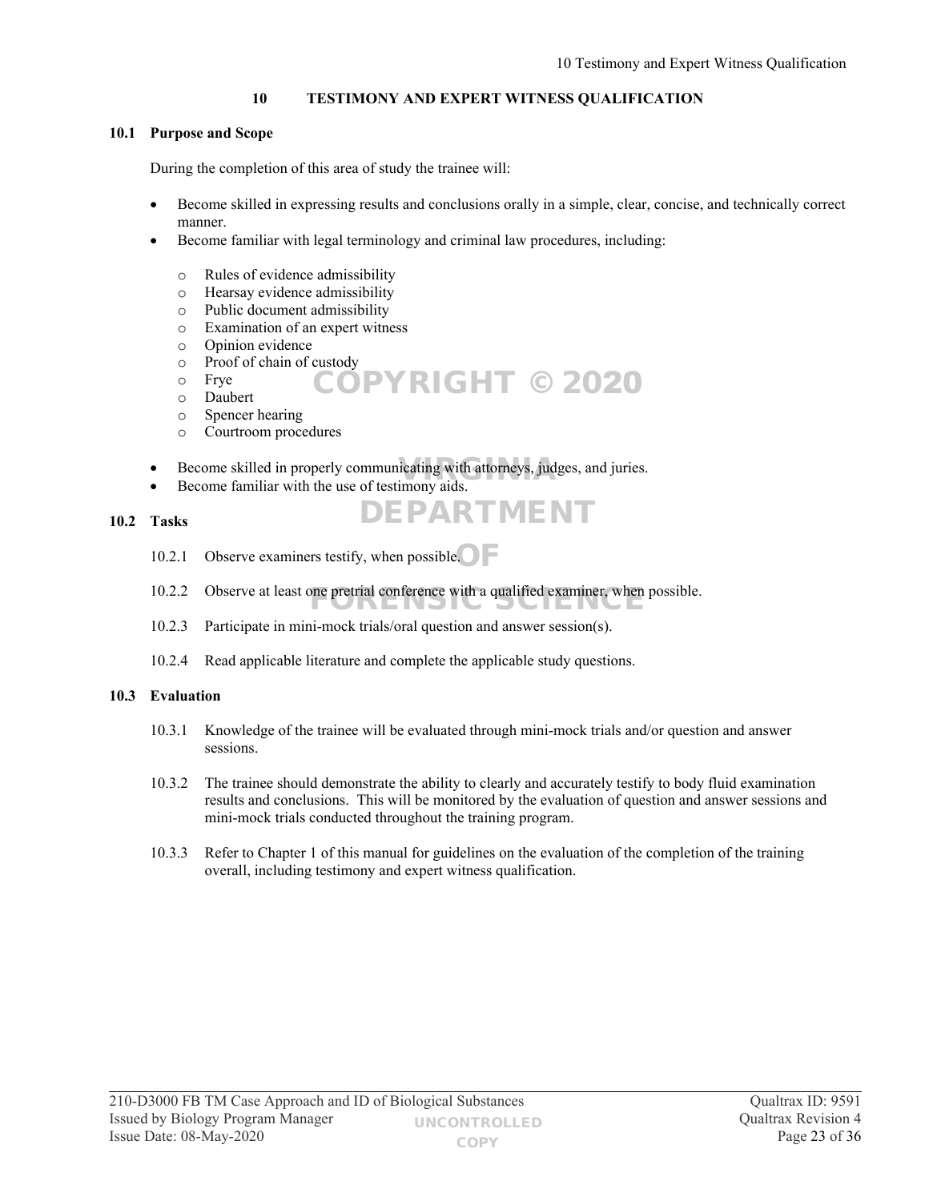# 10 TESTIMONY AND EXPERT WITNESS QUALIFICATION

## 10.1 Purpose and Scope

During the completion of this area of study the trainee will:

- Become skilled in expressing results and conclusions orally in a simple, clear, concise, and technically correct manner.
- Become familiar with legal terminology and criminal law procedures, including:
  - Rules of evidence admissibility
  - Hearsay evidence admissibility
  - Public document admissibility
  - Examination of an expert witness
  - Opinion evidence
  - Proof of chain of custody
  - Frye
  - Daubert
  - Spencer hearing
  - Courtroom procedures
- Become skilled in properly communicating with attorneys, judges, and juries.
- Become familiar with the use of testimony aids.

## 10.2 Tasks

10.2.1 Observe examiners testify, when possible.

10.2.2 Observe at least one pretrial conference with a qualified examiner, when possible.

10.2.3 Participate in mini-mock trials/oral question and answer session(s).

10.2.4 Read applicable literature and complete the applicable study questions.

## 10.3 Evaluation

10.3.1 Knowledge of the trainee will be evaluated through mini-mock trials and/or question and answer sessions.

10.3.2 The trainee should demonstrate the ability to clearly and accurately testify to body fluid examination results and conclusions. This will be monitored by the evaluation of question and answer sessions and mini-mock trials conducted throughout the training program.

10.3.3 Refer to Chapter 1 of this manual for guidelines on the evaluation of the completion of the training overall, including testimony and expert witness qualification.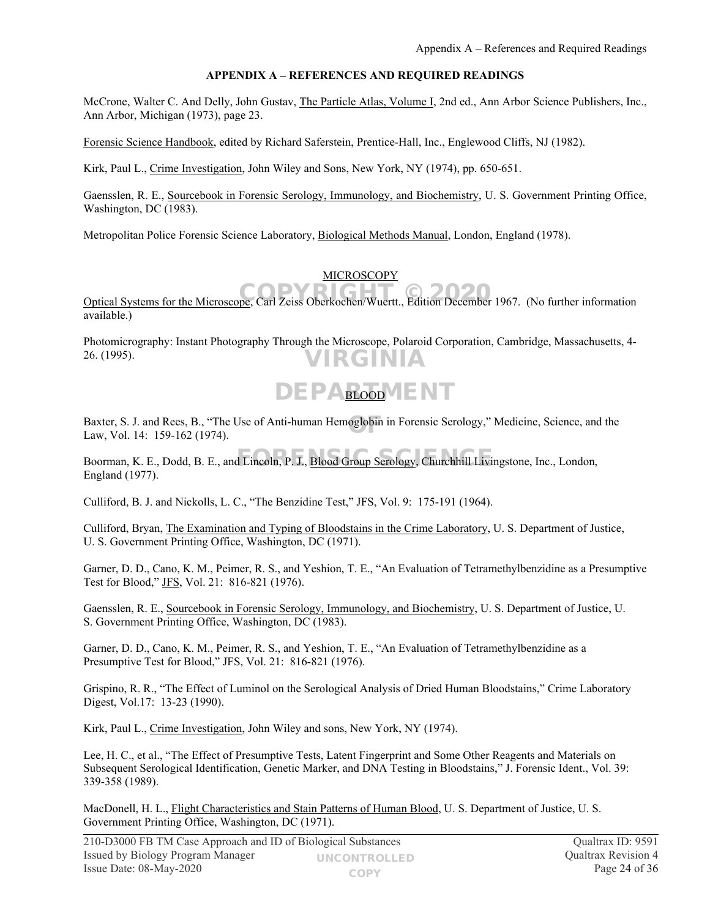## APPENDIX A – REFERENCES AND REQUIRED READINGS

McCrone, Walter C. And Delly, John Gustav, The Particle Atlas, Volume I, 2nd ed., Ann Arbor Science Publishers, Inc., Ann Arbor, Michigan (1973), page 23.

Forensic Science Handbook, edited by Richard Saferstein, Prentice-Hall, Inc., Englewood Cliffs, NJ (1982).

Kirk, Paul L., Crime Investigation, John Wiley and Sons, New York, NY (1974), pp. 650-651.

Gaensslen, R. E., Sourcebook in Forensic Serology, Immunology, and Biochemistry, U. S. Government Printing Office, Washington, DC (1983).

Metropolitan Police Forensic Science Laboratory, Biological Methods Manual, London, England (1978).

### MICROSCOPY

Optical Systems for the Microscope, Carl Zeiss Oberkochen/Wuertt., Edition December 1967. (No further information available.)

Photomicrography: Instant Photography Through the Microscope, Polaroid Corporation, Cambridge, Massachusetts, 4-26. (1995).

### BLOOD

Baxter, S. J. and Rees, B., "The Use of Anti-human Hemoglobin in Forensic Serology," Medicine, Science, and the Law, Vol. 14: 159-162 (1974).

Boorman, K. E., Dodd, B. E., and Lincoln, P. J., Blood Group Serology, Churchhill Livingstone, Inc., London, England (1977).

Culliford, B. J. and Nickolls, L. C., "The Benzidine Test," JFS, Vol. 9: 175-191 (1964).

Culliford, Bryan, The Examination and Typing of Bloodstains in the Crime Laboratory, U. S. Department of Justice, U. S. Government Printing Office, Washington, DC (1971).

Garner, D. D., Cano, K. M., Peimer, R. S., and Yeshion, T. E., "An Evaluation of Tetramethylbenzidine as a Presumptive Test for Blood," JFS, Vol. 21: 816-821 (1976).

Gaensslen, R. E., Sourcebook in Forensic Serology, Immunology, and Biochemistry, U. S. Department of Justice, U. S. Government Printing Office, Washington, DC (1983).

Garner, D. D., Cano, K. M., Peimer, R. S., and Yeshion, T. E., "An Evaluation of Tetramethylbenzidine as a Presumptive Test for Blood," JFS, Vol. 21: 816-821 (1976).

Grispino, R. R., "The Effect of Luminol on the Serological Analysis of Dried Human Bloodstains," Crime Laboratory Digest, Vol.17: 13-23 (1990).

Kirk, Paul L., Crime Investigation, John Wiley and sons, New York, NY (1974).

Lee, H. C., et al., "The Effect of Presumptive Tests, Latent Fingerprint and Some Other Reagents and Materials on Subsequent Serological Identification, Genetic Marker, and DNA Testing in Bloodstains," J. Forensic Ident., Vol. 39: 339-358 (1989).

MacDonell, H. L., Flight Characteristics and Stain Patterns of Human Blood, U. S. Department of Justice, U. S. Government Printing Office, Washington, DC (1971).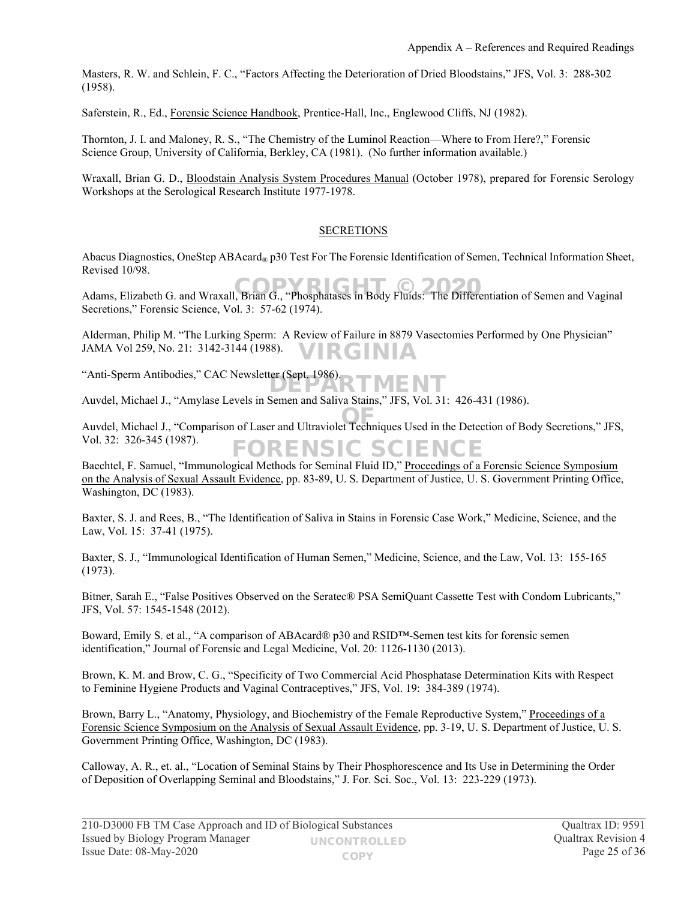Masters, R. W. and Schlein, F. C., "Factors Affecting the Deterioration of Dried Bloodstains," JFS, Vol. 3: 288-302 (1958).

Saferstein, R., Ed., Forensic Science Handbook, Prentice-Hall, Inc., Englewood Cliffs, NJ (1982).

Thornton, J. I. and Maloney, R. S., "The Chemistry of the Luminol Reaction—Where to From Here?," Forensic Science Group, University of California, Berkley, CA (1981). (No further information available.)

Wraxall, Brian G. D., Bloodstain Analysis System Procedures Manual (October 1978), prepared for Forensic Serology Workshops at the Serological Research Institute 1977-1978.

## SECRETIONS

Abacus Diagnostics, OneStep ABAcard® p30 Test For The Forensic Identification of Semen, Technical Information Sheet, Revised 10/98.

Adams, Elizabeth G. and Wraxall, Brian G., "Phosphatases in Body Fluids: The Differentiation of Semen and Vaginal Secretions," Forensic Science, Vol. 3: 57-62 (1974).

Alderman, Philip M. "The Lurking Sperm: A Review of Failure in 8879 Vasectomies Performed by One Physician" JAMA Vol 259, No. 21: 3142-3144 (1988).

"Anti-Sperm Antibodies," CAC Newsletter (Sept. 1986).

Auvdel, Michael J., "Amylase Levels in Semen and Saliva Stains," JFS, Vol. 31: 426-431 (1986).

Auvdel, Michael J., "Comparison of Laser and Ultraviolet Techniques Used in the Detection of Body Secretions," JFS, Vol. 32: 326-345 (1987).

Baechtel, F. Samuel, "Immunological Methods for Seminal Fluid ID," Proceedings of a Forensic Science Symposium on the Analysis of Sexual Assault Evidence, pp. 83-89, U. S. Department of Justice, U. S. Government Printing Office, Washington, DC (1983).

Baxter, S. J. and Rees, B., "The Identification of Saliva in Stains in Forensic Case Work," Medicine, Science, and the Law, Vol. 15: 37-41 (1975).

Baxter, S. J., "Immunological Identification of Human Semen," Medicine, Science, and the Law, Vol. 13: 155-165 (1973).

Bitner, Sarah E., "False Positives Observed on the Seratec® PSA SemiQuant Cassette Test with Condom Lubricants," JFS, Vol. 57: 1545-1548 (2012).

Boward, Emily S. et al., "A comparison of ABAcard® p30 and RSID™-Semen test kits for forensic semen identification," Journal of Forensic and Legal Medicine, Vol. 20: 1126-1130 (2013).

Brown, K. M. and Brow, C. G., "Specificity of Two Commercial Acid Phosphatase Determination Kits with Respect to Feminine Hygiene Products and Vaginal Contraceptives," JFS, Vol. 19: 384-389 (1974).

Brown, Barry L., "Anatomy, Physiology, and Biochemistry of the Female Reproductive System," Proceedings of a Forensic Science Symposium on the Analysis of Sexual Assault Evidence, pp. 3-19, U. S. Department of Justice, U. S. Government Printing Office, Washington, DC (1983).

Calloway, A. R., et. al., "Location of Seminal Stains by Their Phosphorescence and Its Use in Determining the Order of Deposition of Overlapping Seminal and Bloodstains," J. For. Sci. Soc., Vol. 13: 223-229 (1973).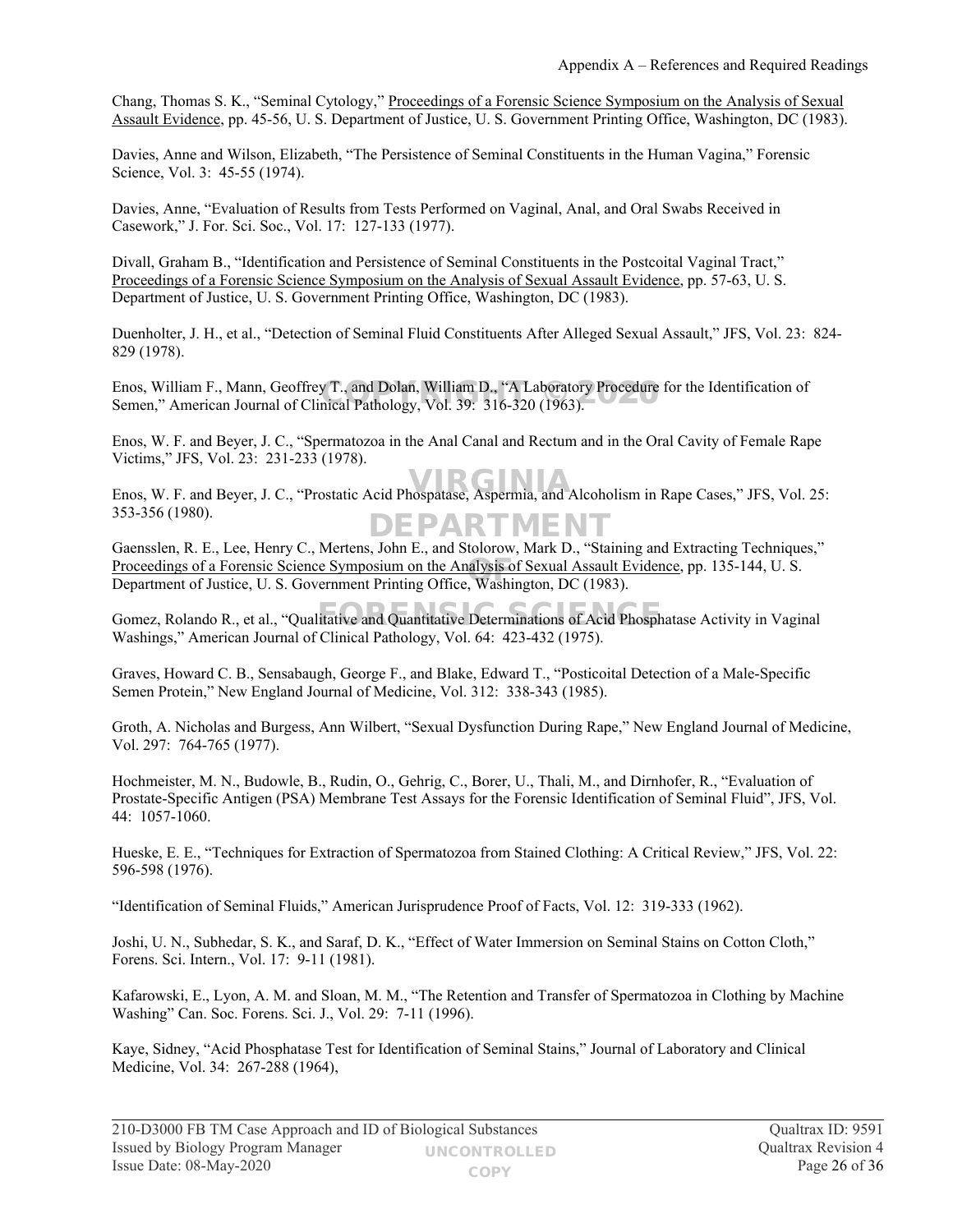Chang, Thomas S. K., "Seminal Cytology," Proceedings of a Forensic Science Symposium on the Analysis of Sexual Assault Evidence, pp. 45-56, U. S. Department of Justice, U. S. Government Printing Office, Washington, DC (1983).

Davies, Anne and Wilson, Elizabeth, "The Persistence of Seminal Constituents in the Human Vagina," Forensic Science, Vol. 3: 45-55 (1974).

Davies, Anne, "Evaluation of Results from Tests Performed on Vaginal, Anal, and Oral Swabs Received in Casework," J. For. Sci. Soc., Vol. 17: 127-133 (1977).

Divall, Graham B., "Identification and Persistence of Seminal Constituents in the Postcoital Vaginal Tract," Proceedings of a Forensic Science Symposium on the Analysis of Sexual Assault Evidence, pp. 57-63, U. S. Department of Justice, U. S. Government Printing Office, Washington, DC (1983).

Duenholter, J. H., et al., "Detection of Seminal Fluid Constituents After Alleged Sexual Assault," JFS, Vol. 23: 824-829 (1978).

Enos, William F., Mann, Geoffrey T., and Dolan, William D., "A Laboratory Procedure for the Identification of Semen," American Journal of Clinical Pathology, Vol. 39: 316-320 (1963).

Enos, W. F. and Beyer, J. C., "Spermatozoa in the Anal Canal and Rectum and in the Oral Cavity of Female Rape Victims," JFS, Vol. 23: 231-233 (1978).

Enos, W. F. and Beyer, J. C., "Prostatic Acid Phospatase, Aspermia, and Alcoholism in Rape Cases," JFS, Vol. 25: 353-356 (1980).

Gaensslen, R. E., Lee, Henry C., Mertens, John E., and Stolorow, Mark D., "Staining and Extracting Techniques," Proceedings of a Forensic Science Symposium on the Analysis of Sexual Assault Evidence, pp. 135-144, U. S. Department of Justice, U. S. Government Printing Office, Washington, DC (1983).

Gomez, Rolando R., et al., "Qualitative and Quantitative Determinations of Acid Phosphatase Activity in Vaginal Washings," American Journal of Clinical Pathology, Vol. 64: 423-432 (1975).

Graves, Howard C. B., Sensabaugh, George F., and Blake, Edward T., "Posticoital Detection of a Male-Specific Semen Protein," New England Journal of Medicine, Vol. 312: 338-343 (1985).

Groth, A. Nicholas and Burgess, Ann Wilbert, "Sexual Dysfunction During Rape," New England Journal of Medicine, Vol. 297: 764-765 (1977).

Hochmeister, M. N., Budowle, B., Rudin, O., Gehrig, C., Borer, U., Thali, M., and Dirnhofer, R., "Evaluation of Prostate-Specific Antigen (PSA) Membrane Test Assays for the Forensic Identification of Seminal Fluid", JFS, Vol. 44: 1057-1060.

Hueske, E. E., "Techniques for Extraction of Spermatozoa from Stained Clothing: A Critical Review," JFS, Vol. 22: 596-598 (1976).

"Identification of Seminal Fluids," American Jurisprudence Proof of Facts, Vol. 12: 319-333 (1962).

Joshi, U. N., Subhedar, S. K., and Saraf, D. K., "Effect of Water Immersion on Seminal Stains on Cotton Cloth," Forens. Sci. Intern., Vol. 17: 9-11 (1981).

Kafarowski, E., Lyon, A. M. and Sloan, M. M., "The Retention and Transfer of Spermatozoa in Clothing by Machine Washing" Can. Soc. Forens. Sci. J., Vol. 29: 7-11 (1996).

Kaye, Sidney, "Acid Phosphatase Test for Identification of Seminal Stains," Journal of Laboratory and Clinical Medicine, Vol. 34: 267-288 (1964),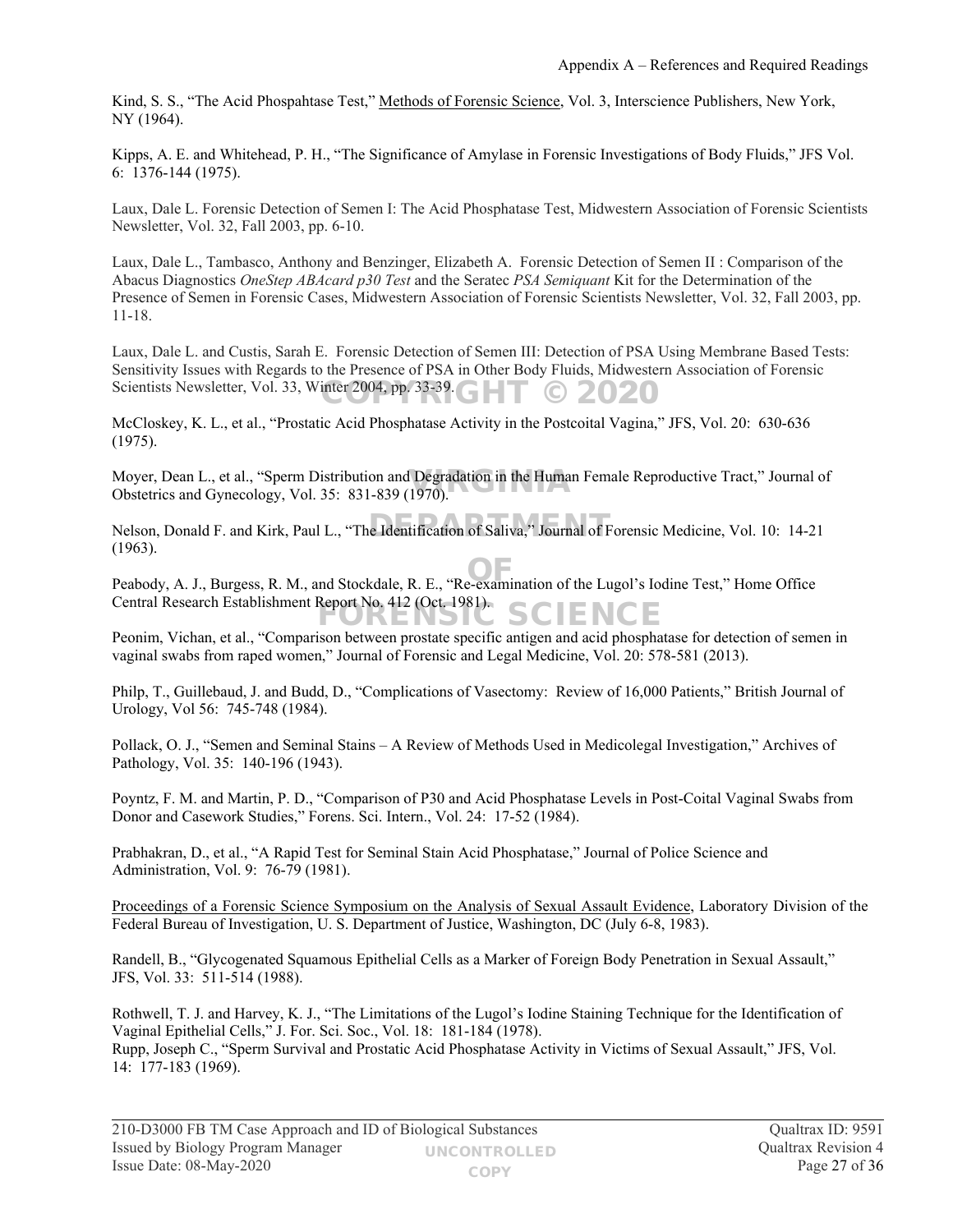Kind, S. S., "The Acid Phospahtase Test," Methods of Forensic Science, Vol. 3, Interscience Publishers, New York, NY (1964).

Kipps, A. E. and Whitehead, P. H., "The Significance of Amylase in Forensic Investigations of Body Fluids," JFS Vol. 6: 1376-144 (1975).

Laux, Dale L. Forensic Detection of Semen I: The Acid Phosphatase Test, Midwestern Association of Forensic Scientists Newsletter, Vol. 32, Fall 2003, pp. 6-10.

Laux, Dale L., Tambasco, Anthony and Benzinger, Elizabeth A. Forensic Detection of Semen II : Comparison of the Abacus Diagnostics *OneStep ABAcard p30 Test* and the Seratec *PSA Semiquant* Kit for the Determination of the Presence of Semen in Forensic Cases, Midwestern Association of Forensic Scientists Newsletter, Vol. 32, Fall 2003, pp. 11-18.

Laux, Dale L. and Custis, Sarah E. Forensic Detection of Semen III: Detection of PSA Using Membrane Based Tests: Sensitivity Issues with Regards to the Presence of PSA in Other Body Fluids, Midwestern Association of Forensic Scientists Newsletter, Vol. 33, Winter 2004, pp. 33-39.

McCloskey, K. L., et al., "Prostatic Acid Phosphatase Activity in the Postcoital Vagina," JFS, Vol. 20: 630-636 (1975).

Moyer, Dean L., et al., "Sperm Distribution and Degradation in the Human Female Reproductive Tract," Journal of Obstetrics and Gynecology, Vol. 35: 831-839 (1970).

Nelson, Donald F. and Kirk, Paul L., "The Identification of Saliva," Journal of Forensic Medicine, Vol. 10: 14-21 (1963).

Peabody, A. J., Burgess, R. M., and Stockdale, R. E., "Re-examination of the Lugol's Iodine Test," Home Office Central Research Establishment Report No. 412 (Oct. 1981).

Peonim, Vichan, et al., "Comparison between prostate specific antigen and acid phosphatase for detection of semen in vaginal swabs from raped women," Journal of Forensic and Legal Medicine, Vol. 20: 578-581 (2013).

Philp, T., Guillebaud, J. and Budd, D., "Complications of Vasectomy: Review of 16,000 Patients," British Journal of Urology, Vol 56: 745-748 (1984).

Pollack, O. J., "Semen and Seminal Stains – A Review of Methods Used in Medicolegal Investigation," Archives of Pathology, Vol. 35: 140-196 (1943).

Poyntz, F. M. and Martin, P. D., "Comparison of P30 and Acid Phosphatase Levels in Post-Coital Vaginal Swabs from Donor and Casework Studies," Forens. Sci. Intern., Vol. 24: 17-52 (1984).

Prabhakran, D., et al., "A Rapid Test for Seminal Stain Acid Phosphatase," Journal of Police Science and Administration, Vol. 9: 76-79 (1981).

Proceedings of a Forensic Science Symposium on the Analysis of Sexual Assault Evidence, Laboratory Division of the Federal Bureau of Investigation, U. S. Department of Justice, Washington, DC (July 6-8, 1983).

Randell, B., "Glycogenated Squamous Epithelial Cells as a Marker of Foreign Body Penetration in Sexual Assault," JFS, Vol. 33: 511-514 (1988).

Rothwell, T. J. and Harvey, K. J., "The Limitations of the Lugol's Iodine Staining Technique for the Identification of Vaginal Epithelial Cells," J. For. Sci. Soc., Vol. 18: 181-184 (1978).

Rupp, Joseph C., "Sperm Survival and Prostatic Acid Phosphatase Activity in Victims of Sexual Assault," JFS, Vol. 14: 177-183 (1969).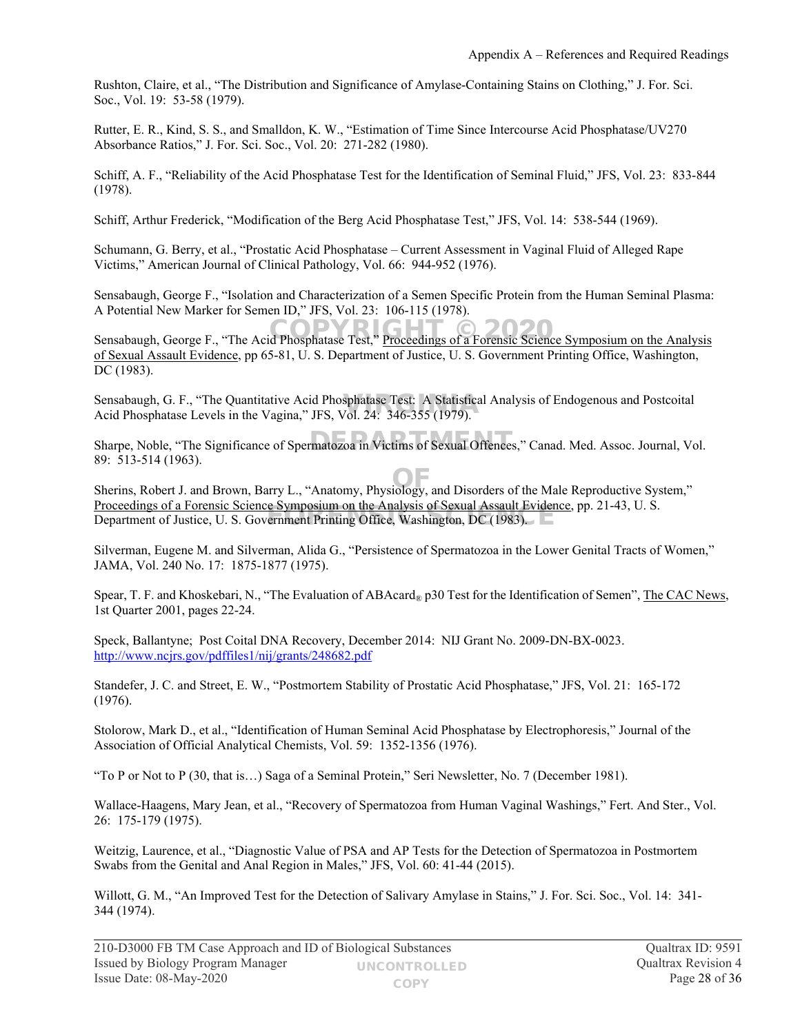Rushton, Claire, et al., “The Distribution and Significance of Amylase-Containing Stains on Clothing,” J. For. Sci. Soc., Vol. 19: 53-58 (1979).

Rutter, E. R., Kind, S. S., and Smalldon, K. W., “Estimation of Time Since Intercourse Acid Phosphatase/UV270 Absorbance Ratios,” J. For. Sci. Soc., Vol. 20: 271-282 (1980).

Schiff, A. F., “Reliability of the Acid Phosphatase Test for the Identification of Seminal Fluid,” JFS, Vol. 23: 833-844 (1978).

Schiff, Arthur Frederick, “Modification of the Berg Acid Phosphatase Test,” JFS, Vol. 14: 538-544 (1969).

Schumann, G. Berry, et al., “Prostatic Acid Phosphatase – Current Assessment in Vaginal Fluid of Alleged Rape Victims,” American Journal of Clinical Pathology, Vol. 66: 944-952 (1976).

Sensabaugh, George F., “Isolation and Characterization of a Semen Specific Protein from the Human Seminal Plasma: A Potential New Marker for Semen ID,” JFS, Vol. 23: 106-115 (1978).

Sensabaugh, George F., “The Acid Phosphatase Test,” Proceedings of a Forensic Science Symposium on the Analysis of Sexual Assault Evidence, pp 65-81, U. S. Department of Justice, U. S. Government Printing Office, Washington, DC (1983).

Sensabaugh, G. F., “The Quantitative Acid Phosphatase Test: A Statistical Analysis of Endogenous and Postcoital Acid Phosphatase Levels in the Vagina,” JFS, Vol. 24: 346-355 (1979).

Sharpe, Noble, “The Significance of Spermatozoa in Victims of Sexual Offences,” Canad. Med. Assoc. Journal, Vol. 89: 513-514 (1963).

Sherins, Robert J. and Brown, Barry L., “Anatomy, Physiology, and Disorders of the Male Reproductive System,” Proceedings of a Forensic Science Symposium on the Analysis of Sexual Assault Evidence, pp. 21-43, U. S. Department of Justice, U. S. Government Printing Office, Washington, DC (1983).

Silverman, Eugene M. and Silverman, Alida G., “Persistence of Spermatozoa in the Lower Genital Tracts of Women,” JAMA, Vol. 240 No. 17: 1875-1877 (1975).

Spear, T. F. and Khoskebari, N., “The Evaluation of ABAcard® p30 Test for the Identification of Semen”, The CAC News, 1st Quarter 2001, pages 22-24.

Speck, Ballantyne; Post Coital DNA Recovery, December 2014: NIJ Grant No. 2009-DN-BX-0023. http://www.ncjrs.gov/pdffiles1/nij/grants/248682.pdf

Standefer, J. C. and Street, E. W., “Postmortem Stability of Prostatic Acid Phosphatase,” JFS, Vol. 21: 165-172 (1976).

Stolorow, Mark D., et al., “Identification of Human Seminal Acid Phosphatase by Electrophoresis,” Journal of the Association of Official Analytical Chemists, Vol. 59: 1352-1356 (1976).

“To P or Not to P (30, that is…) Saga of a Seminal Protein,” Seri Newsletter, No. 7 (December 1981).

Wallace-Haagens, Mary Jean, et al., “Recovery of Spermatozoa from Human Vaginal Washings,” Fert. And Ster., Vol. 26: 175-179 (1975).

Weitzig, Laurence, et al., “Diagnostic Value of PSA and AP Tests for the Detection of Spermatozoa in Postmortem Swabs from the Genital and Anal Region in Males,” JFS, Vol. 60: 41-44 (2015).

Willott, G. M., “An Improved Test for the Detection of Salivary Amylase in Stains,” J. For. Sci. Soc., Vol. 14: 341-344 (1974).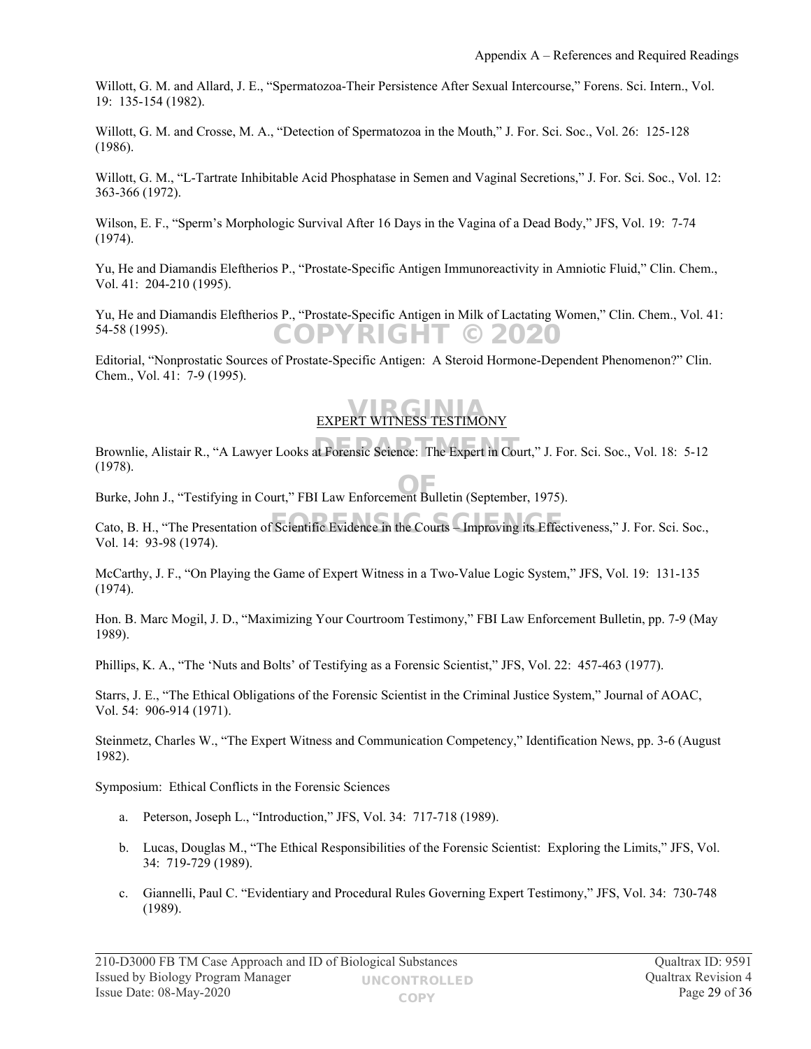Willott, G. M. and Allard, J. E., "Spermatozoa-Their Persistence After Sexual Intercourse," Forens. Sci. Intern., Vol. 19: 135-154 (1982).

Willott, G. M. and Crosse, M. A., "Detection of Spermatozoa in the Mouth," J. For. Sci. Soc., Vol. 26: 125-128 (1986).

Willott, G. M., "L-Tartrate Inhibitable Acid Phosphatase in Semen and Vaginal Secretions," J. For. Sci. Soc., Vol. 12: 363-366 (1972).

Wilson, E. F., "Sperm's Morphologic Survival After 16 Days in the Vagina of a Dead Body," JFS, Vol. 19: 7-74 (1974).

Yu, He and Diamandis Eleftherios P., "Prostate-Specific Antigen Immunoreactivity in Amniotic Fluid," Clin. Chem., Vol. 41: 204-210 (1995).

Yu, He and Diamandis Eleftherios P., "Prostate-Specific Antigen in Milk of Lactating Women," Clin. Chem., Vol. 41: 54-58 (1995).

Editorial, "Nonprostatic Sources of Prostate-Specific Antigen: A Steroid Hormone-Dependent Phenomenon?" Clin. Chem., Vol. 41: 7-9 (1995).

## EXPERT WITNESS TESTIMONY

Brownlie, Alistair R., "A Lawyer Looks at Forensic Science: The Expert in Court," J. For. Sci. Soc., Vol. 18: 5-12 (1978).

Burke, John J., "Testifying in Court," FBI Law Enforcement Bulletin (September, 1975).

Cato, B. H., "The Presentation of Scientific Evidence in the Courts – Improving its Effectiveness," J. For. Sci. Soc., Vol. 14: 93-98 (1974).

McCarthy, J. F., "On Playing the Game of Expert Witness in a Two-Value Logic System," JFS, Vol. 19: 131-135 (1974).

Hon. B. Marc Mogil, J. D., "Maximizing Your Courtroom Testimony," FBI Law Enforcement Bulletin, pp. 7-9 (May 1989).

Phillips, K. A., "The 'Nuts and Bolts' of Testifying as a Forensic Scientist," JFS, Vol. 22: 457-463 (1977).

Starrs, J. E., "The Ethical Obligations of the Forensic Scientist in the Criminal Justice System," Journal of AOAC, Vol. 54: 906-914 (1971).

Steinmetz, Charles W., "The Expert Witness and Communication Competency," Identification News, pp. 3-6 (August 1982).

Symposium: Ethical Conflicts in the Forensic Sciences

a. Peterson, Joseph L., "Introduction," JFS, Vol. 34: 717-718 (1989).

b. Lucas, Douglas M., "The Ethical Responsibilities of the Forensic Scientist: Exploring the Limits," JFS, Vol. 34: 719-729 (1989).

c. Giannelli, Paul C. "Evidentiary and Procedural Rules Governing Expert Testimony," JFS, Vol. 34: 730-748 (1989).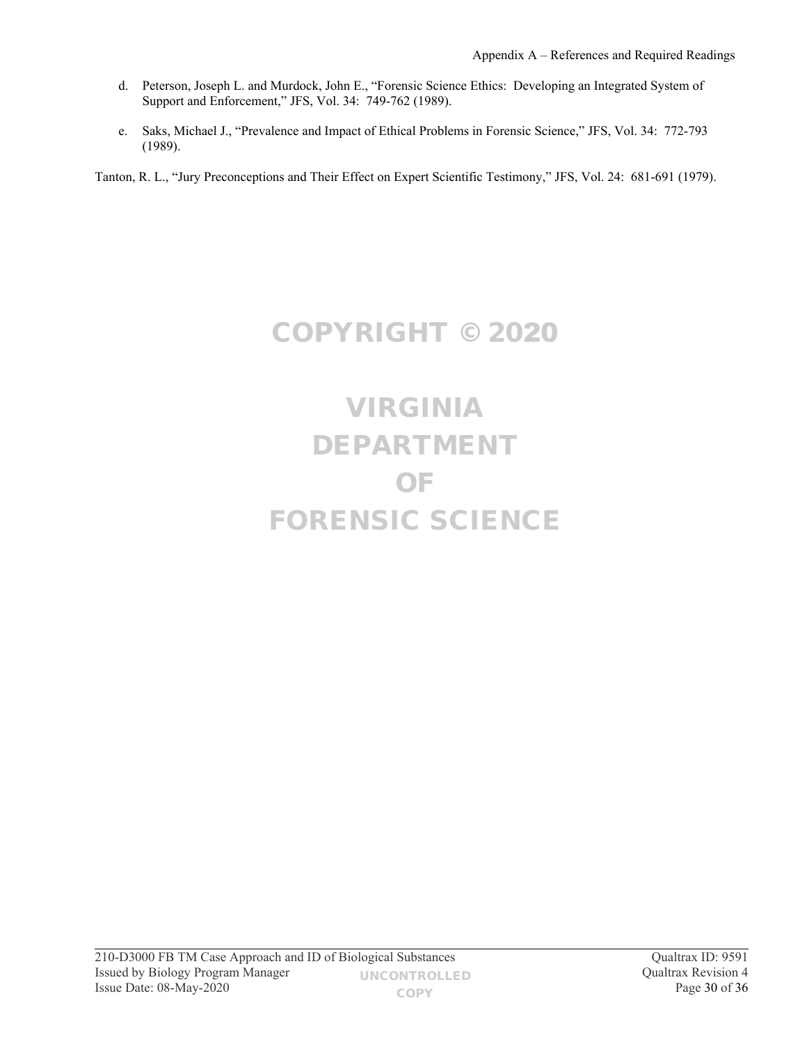d. Peterson, Joseph L. and Murdock, John E., "Forensic Science Ethics: Developing an Integrated System of Support and Enforcement," JFS, Vol. 34: 749-762 (1989).

e. Saks, Michael J., "Prevalence and Impact of Ethical Problems in Forensic Science," JFS, Vol. 34: 772-793 (1989).

Tanton, R. L., "Jury Preconceptions and Their Effect on Expert Scientific Testimony," JFS, Vol. 24: 681-691 (1979).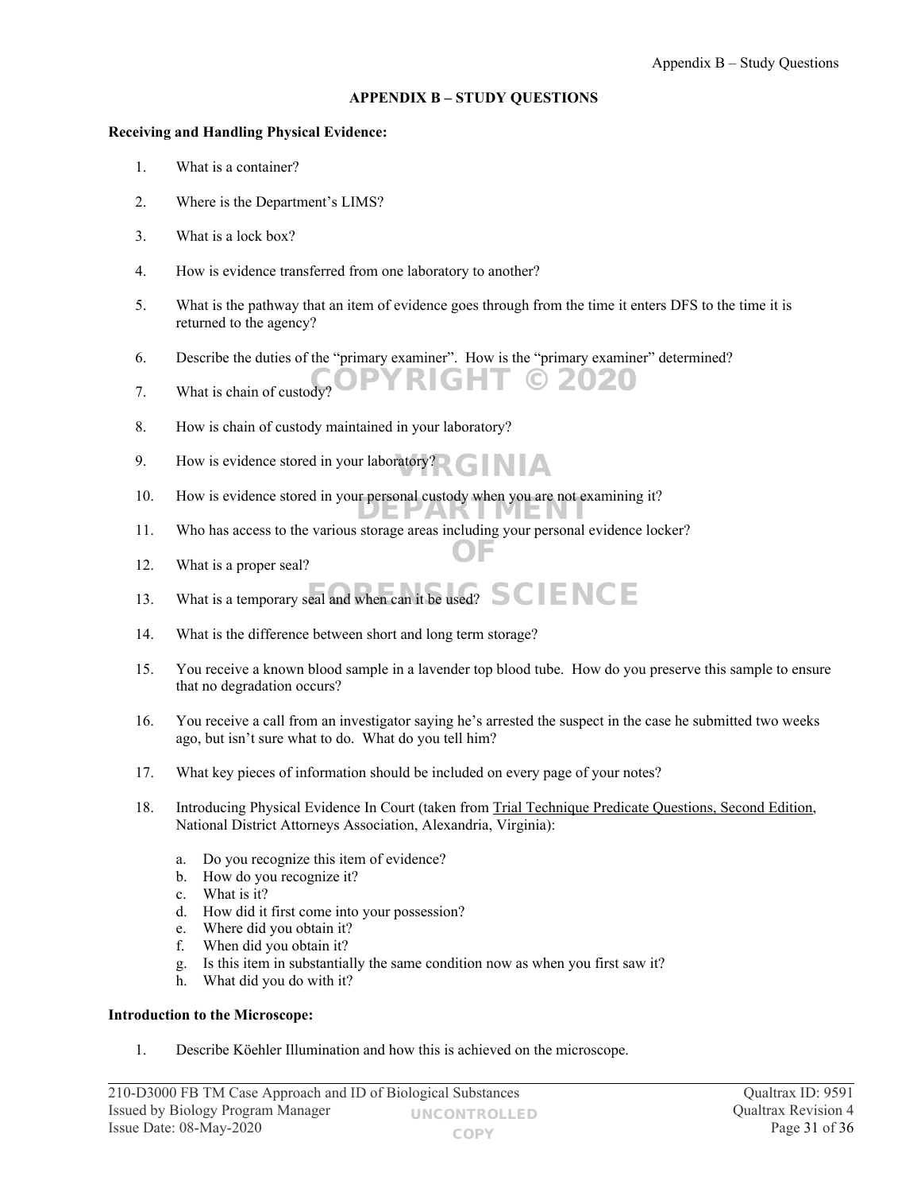# APPENDIX B – STUDY QUESTIONS

**Receiving and Handling Physical Evidence:**

1. What is a container?
2. Where is the Department's LIMS?
3. What is a lock box?
4. How is evidence transferred from one laboratory to another?
5. What is the pathway that an item of evidence goes through from the time it enters DFS to the time it is returned to the agency?
6. Describe the duties of the "primary examiner". How is the "primary examiner" determined?
7. What is chain of custody?
8. How is chain of custody maintained in your laboratory?
9. How is evidence stored in your laboratory?
10. How is evidence stored in your personal custody when you are not examining it?
11. Who has access to the various storage areas including your personal evidence locker?
12. What is a proper seal?
13. What is a temporary seal and when can it be used?
14. What is the difference between short and long term storage?
15. You receive a known blood sample in a lavender top blood tube. How do you preserve this sample to ensure that no degradation occurs?
16. You receive a call from an investigator saying he's arrested the suspect in the case he submitted two weeks ago, but isn't sure what to do. What do you tell him?
17. What key pieces of information should be included on every page of your notes?
18. Introducing Physical Evidence In Court (taken from Trial Technique Predicate Questions, Second Edition, National District Attorneys Association, Alexandria, Virginia):
    a. Do you recognize this item of evidence?
    b. How do you recognize it?
    c. What is it?
    d. How did it first come into your possession?
    e. Where did you obtain it?
    f. When did you obtain it?
    g. Is this item in substantially the same condition now as when you first saw it?
    h. What did you do with it?

**Introduction to the Microscope:**

1. Describe Köehler Illumination and how this is achieved on the microscope.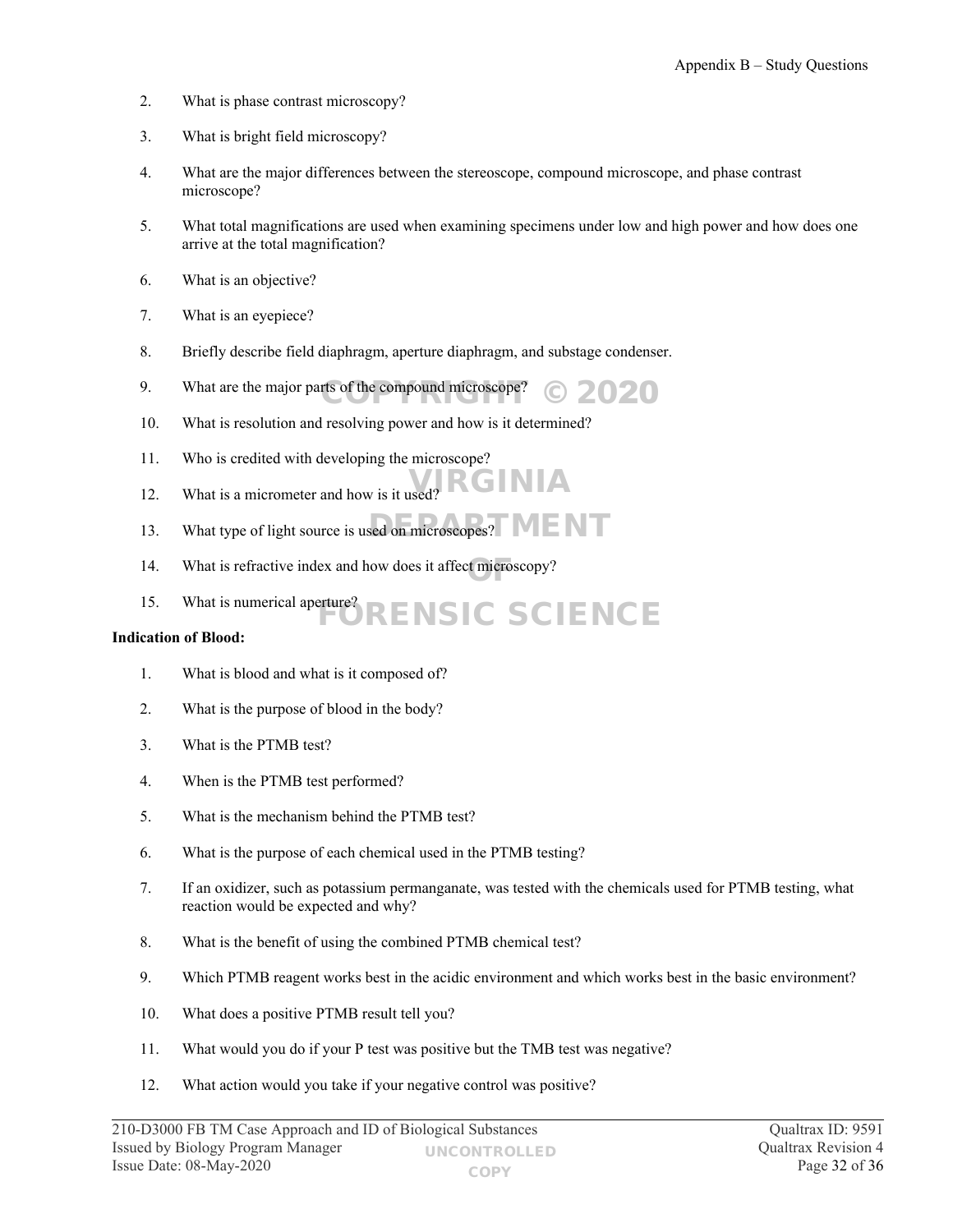2. What is phase contrast microscopy?

3. What is bright field microscopy?

4. What are the major differences between the stereoscope, compound microscope, and phase contrast microscope?

5. What total magnifications are used when examining specimens under low and high power and how does one arrive at the total magnification?

6. What is an objective?

7. What is an eyepiece?

8. Briefly describe field diaphragm, aperture diaphragm, and substage condenser.

9. What are the major parts of the compound microscope?

10. What is resolution and resolving power and how is it determined?

11. Who is credited with developing the microscope?

12. What is a micrometer and how is it used?

13. What type of light source is used on microscopes?

14. What is refractive index and how does it affect microscopy?

15. What is numerical aperture?

**Indication of Blood:**

1. What is blood and what is it composed of?

2. What is the purpose of blood in the body?

3. What is the PTMB test?

4. When is the PTMB test performed?

5. What is the mechanism behind the PTMB test?

6. What is the purpose of each chemical used in the PTMB testing?

7. If an oxidizer, such as potassium permanganate, was tested with the chemicals used for PTMB testing, what reaction would be expected and why?

8. What is the benefit of using the combined PTMB chemical test?

9. Which PTMB reagent works best in the acidic environment and which works best in the basic environment?

10. What does a positive PTMB result tell you?

11. What would you do if your P test was positive but the TMB test was negative?

12. What action would you take if your negative control was positive?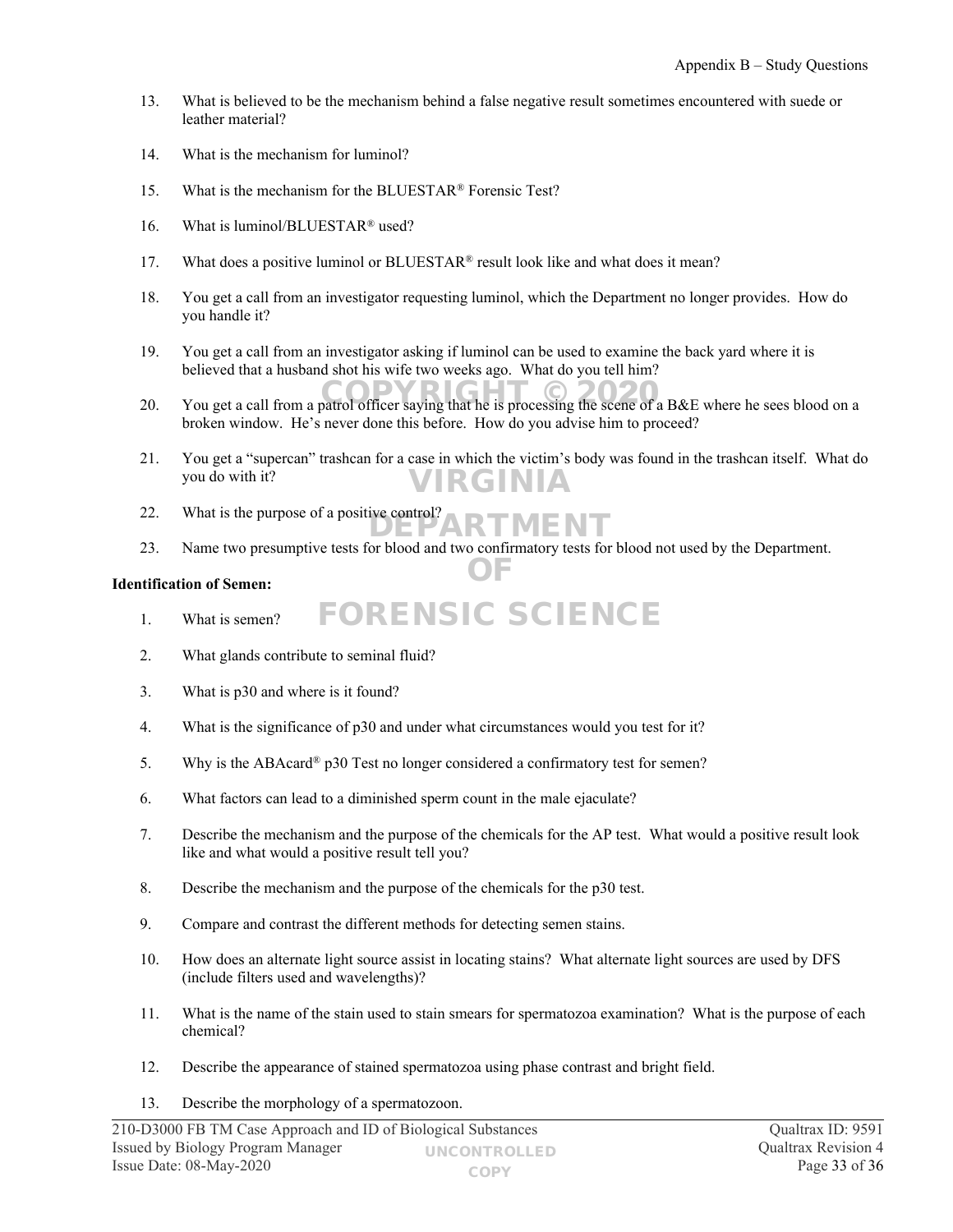13. What is believed to be the mechanism behind a false negative result sometimes encountered with suede or leather material?

14. What is the mechanism for luminol?

15. What is the mechanism for the BLUESTAR® Forensic Test?

16. What is luminol/BLUESTAR® used?

17. What does a positive luminol or BLUESTAR® result look like and what does it mean?

18. You get a call from an investigator requesting luminol, which the Department no longer provides. How do you handle it?

19. You get a call from an investigator asking if luminol can be used to examine the back yard where it is believed that a husband shot his wife two weeks ago. What do you tell him?

20. You get a call from a patrol officer saying that he is processing the scene of a B&E where he sees blood on a broken window. He's never done this before. How do you advise him to proceed?

21. You get a "supercan" trashcan for a case in which the victim's body was found in the trashcan itself. What do you do with it?

22. What is the purpose of a positive control?

23. Name two presumptive tests for blood and two confirmatory tests for blood not used by the Department.

**Identification of Semen:**

1. What is semen?

2. What glands contribute to seminal fluid?

3. What is p30 and where is it found?

4. What is the significance of p30 and under what circumstances would you test for it?

5. Why is the ABAcard® p30 Test no longer considered a confirmatory test for semen?

6. What factors can lead to a diminished sperm count in the male ejaculate?

7. Describe the mechanism and the purpose of the chemicals for the AP test. What would a positive result look like and what would a positive result tell you?

8. Describe the mechanism and the purpose of the chemicals for the p30 test.

9. Compare and contrast the different methods for detecting semen stains.

10. How does an alternate light source assist in locating stains? What alternate light sources are used by DFS (include filters used and wavelengths)?

11. What is the name of the stain used to stain smears for spermatozoa examination? What is the purpose of each chemical?

12. Describe the appearance of stained spermatozoa using phase contrast and bright field.

13. Describe the morphology of a spermatozoon.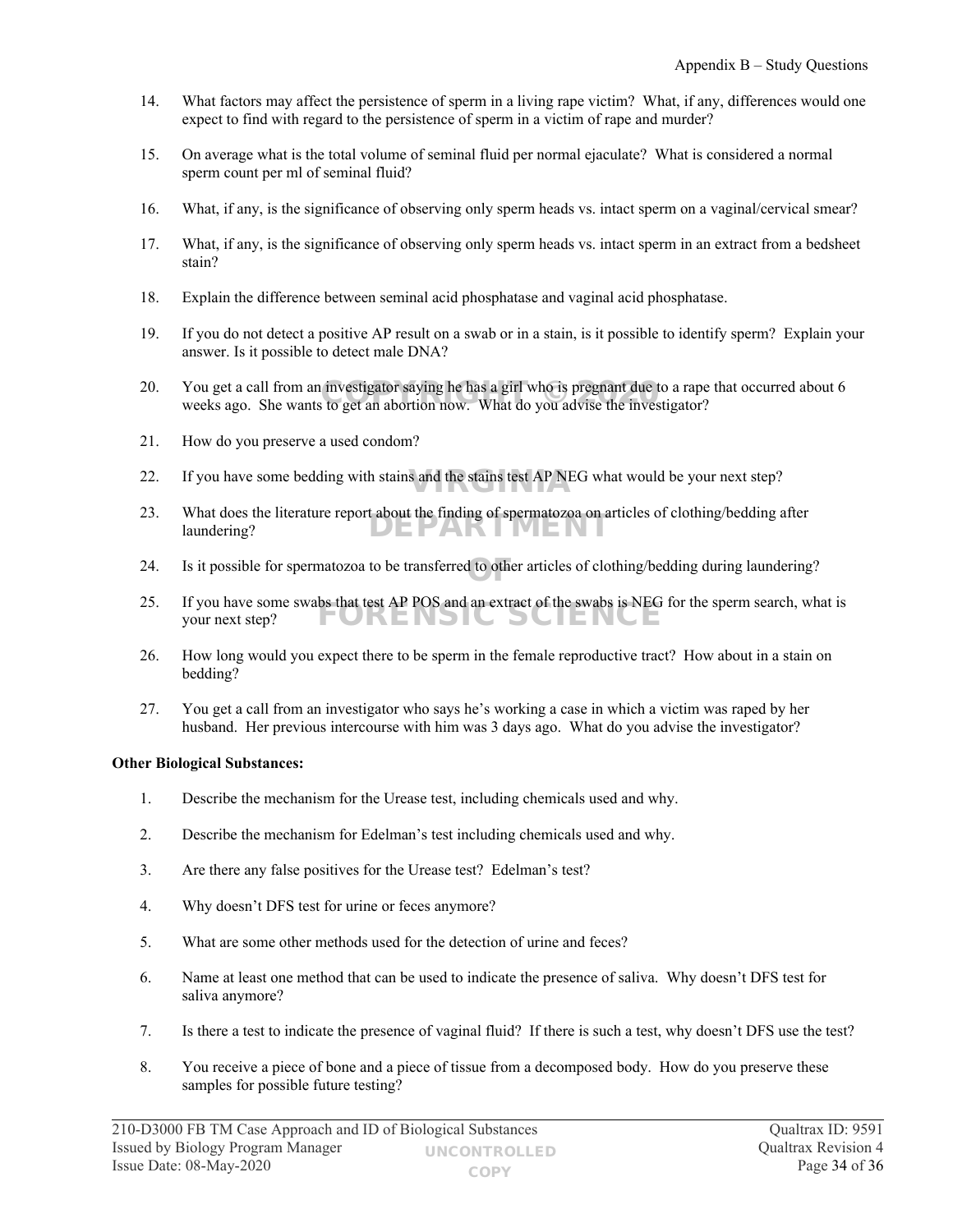14. What factors may affect the persistence of sperm in a living rape victim? What, if any, differences would one expect to find with regard to the persistence of sperm in a victim of rape and murder?

15. On average what is the total volume of seminal fluid per normal ejaculate? What is considered a normal sperm count per ml of seminal fluid?

16. What, if any, is the significance of observing only sperm heads vs. intact sperm on a vaginal/cervical smear?

17. What, if any, is the significance of observing only sperm heads vs. intact sperm in an extract from a bedsheet stain?

18. Explain the difference between seminal acid phosphatase and vaginal acid phosphatase.

19. If you do not detect a positive AP result on a swab or in a stain, is it possible to identify sperm? Explain your answer. Is it possible to detect male DNA?

20. You get a call from an investigator saying he has a girl who is pregnant due to a rape that occurred about 6 weeks ago. She wants to get an abortion now. What do you advise the investigator?

21. How do you preserve a used condom?

22. If you have some bedding with stains and the stains test AP NEG what would be your next step?

23. What does the literature report about the finding of spermatozoa on articles of clothing/bedding after laundering?

24. Is it possible for spermatozoa to be transferred to other articles of clothing/bedding during laundering?

25. If you have some swabs that test AP POS and an extract of the swabs is NEG for the sperm search, what is your next step?

26. How long would you expect there to be sperm in the female reproductive tract? How about in a stain on bedding?

27. You get a call from an investigator who says he's working a case in which a victim was raped by her husband. Her previous intercourse with him was 3 days ago. What do you advise the investigator?

**Other Biological Substances:**

1. Describe the mechanism for the Urease test, including chemicals used and why.

2. Describe the mechanism for Edelman's test including chemicals used and why.

3. Are there any false positives for the Urease test? Edelman's test?

4. Why doesn't DFS test for urine or feces anymore?

5. What are some other methods used for the detection of urine and feces?

6. Name at least one method that can be used to indicate the presence of saliva. Why doesn't DFS test for saliva anymore?

7. Is there a test to indicate the presence of vaginal fluid? If there is such a test, why doesn't DFS use the test?

8. You receive a piece of bone and a piece of tissue from a decomposed body. How do you preserve these samples for possible future testing?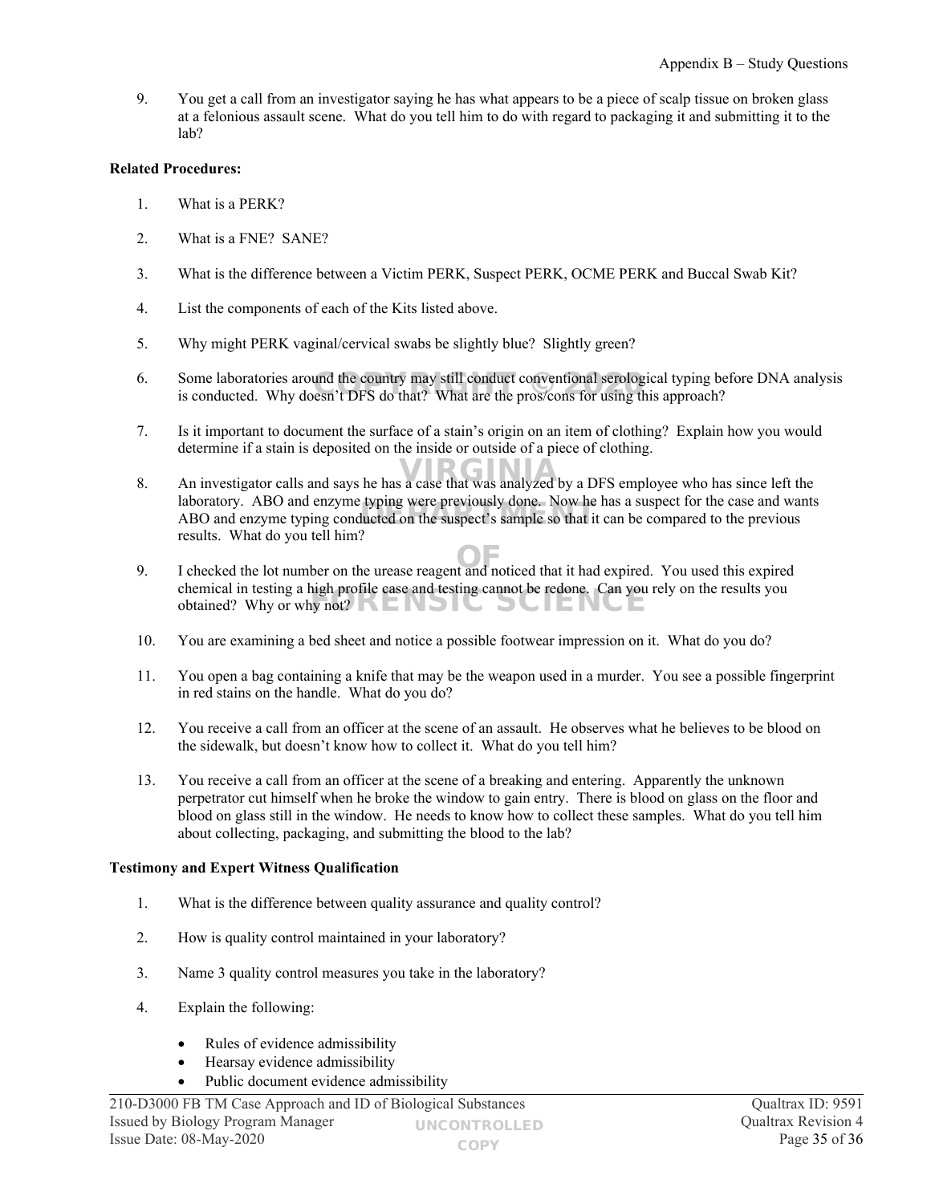9. You get a call from an investigator saying he has what appears to be a piece of scalp tissue on broken glass at a felonious assault scene. What do you tell him to do with regard to packaging it and submitting it to the lab?

**Related Procedures:**

1. What is a PERK?

2. What is a FNE? SANE?

3. What is the difference between a Victim PERK, Suspect PERK, OCME PERK and Buccal Swab Kit?

4. List the components of each of the Kits listed above.

5. Why might PERK vaginal/cervical swabs be slightly blue? Slightly green?

6. Some laboratories around the country may still conduct conventional serological typing before DNA analysis is conducted. Why doesn't DFS do that? What are the pros/cons for using this approach?

7. Is it important to document the surface of a stain's origin on an item of clothing? Explain how you would determine if a stain is deposited on the inside or outside of a piece of clothing.

8. An investigator calls and says he has a case that was analyzed by a DFS employee who has since left the laboratory. ABO and enzyme typing were previously done. Now he has a suspect for the case and wants ABO and enzyme typing conducted on the suspect's sample so that it can be compared to the previous results. What do you tell him?

9. I checked the lot number on the urease reagent and noticed that it had expired. You used this expired chemical in testing a high profile case and testing cannot be redone. Can you rely on the results you obtained? Why or why not?

10. You are examining a bed sheet and notice a possible footwear impression on it. What do you do?

11. You open a bag containing a knife that may be the weapon used in a murder. You see a possible fingerprint in red stains on the handle. What do you do?

12. You receive a call from an officer at the scene of an assault. He observes what he believes to be blood on the sidewalk, but doesn't know how to collect it. What do you tell him?

13. You receive a call from an officer at the scene of a breaking and entering. Apparently the unknown perpetrator cut himself when he broke the window to gain entry. There is blood on glass on the floor and blood on glass still in the window. He needs to know how to collect these samples. What do you tell him about collecting, packaging, and submitting the blood to the lab?

**Testimony and Expert Witness Qualification**

1. What is the difference between quality assurance and quality control?

2. How is quality control maintained in your laboratory?

3. Name 3 quality control measures you take in the laboratory?

4. Explain the following:

    - Rules of evidence admissibility
    - Hearsay evidence admissibility
    - Public document evidence admissibility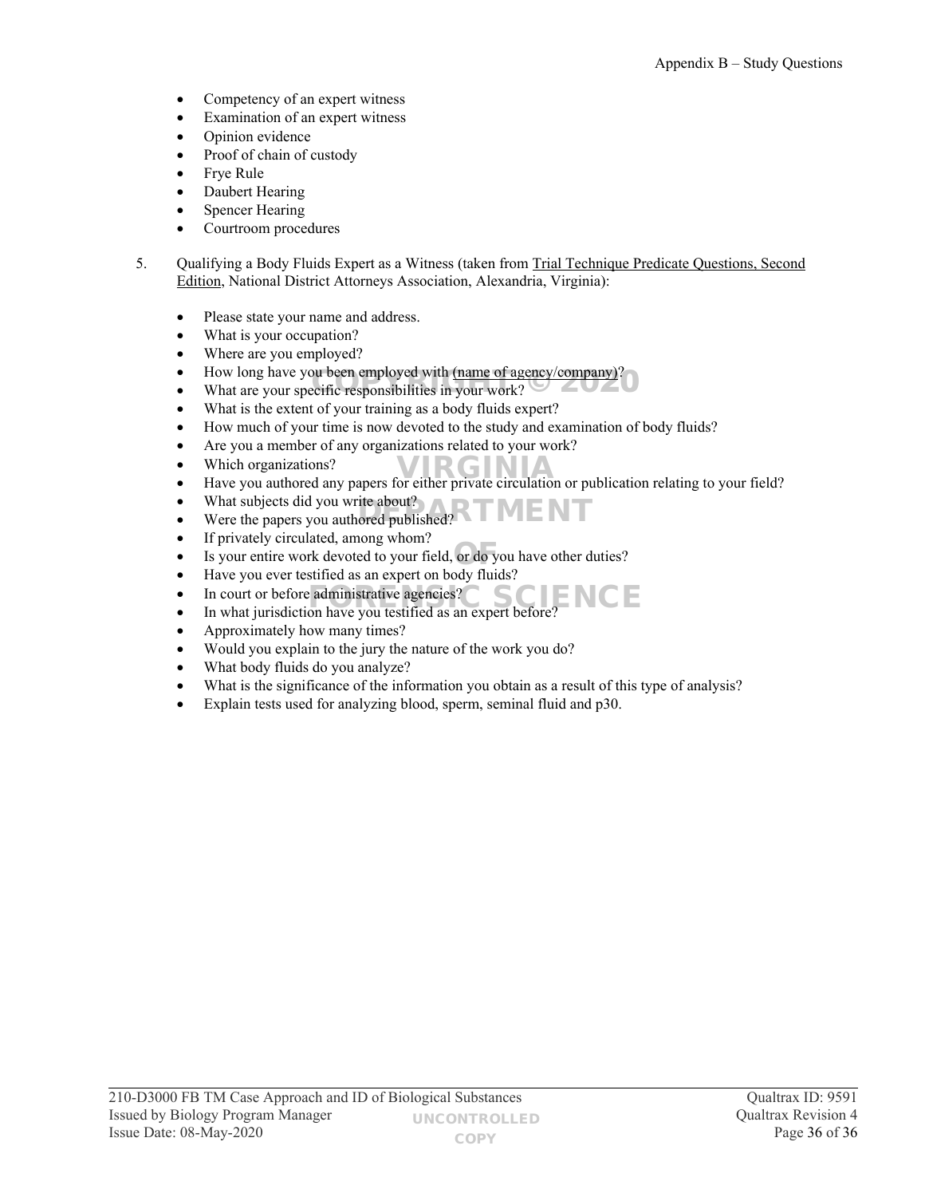- Competency of an expert witness
- Examination of an expert witness
- Opinion evidence
- Proof of chain of custody
- Frye Rule
- Daubert Hearing
- Spencer Hearing
- Courtroom procedures

5. Qualifying a Body Fluids Expert as a Witness (taken from Trial Technique Predicate Questions, Second Edition, National District Attorneys Association, Alexandria, Virginia):

    - Please state your name and address.
    - What is your occupation?
    - Where are you employed?
    - How long have you been employed with (name of agency/company)?
    - What are your specific responsibilities in your work?
    - What is the extent of your training as a body fluids expert?
    - How much of your time is now devoted to the study and examination of body fluids?
    - Are you a member of any organizations related to your work?
    - Which organizations?
    - Have you authored any papers for either private circulation or publication relating to your field?
    - What subjects did you write about?
    - Were the papers you authored published?
    - If privately circulated, among whom?
    - Is your entire work devoted to your field, or do you have other duties?
    - Have you ever testified as an expert on body fluids?
    - In court or before administrative agencies?
    - In what jurisdiction have you testified as an expert before?
    - Approximately how many times?
    - Would you explain to the jury the nature of the work you do?
    - What body fluids do you analyze?
    - What is the significance of the information you obtain as a result of this type of analysis?
    - Explain tests used for analyzing blood, sperm, seminal fluid and p30.